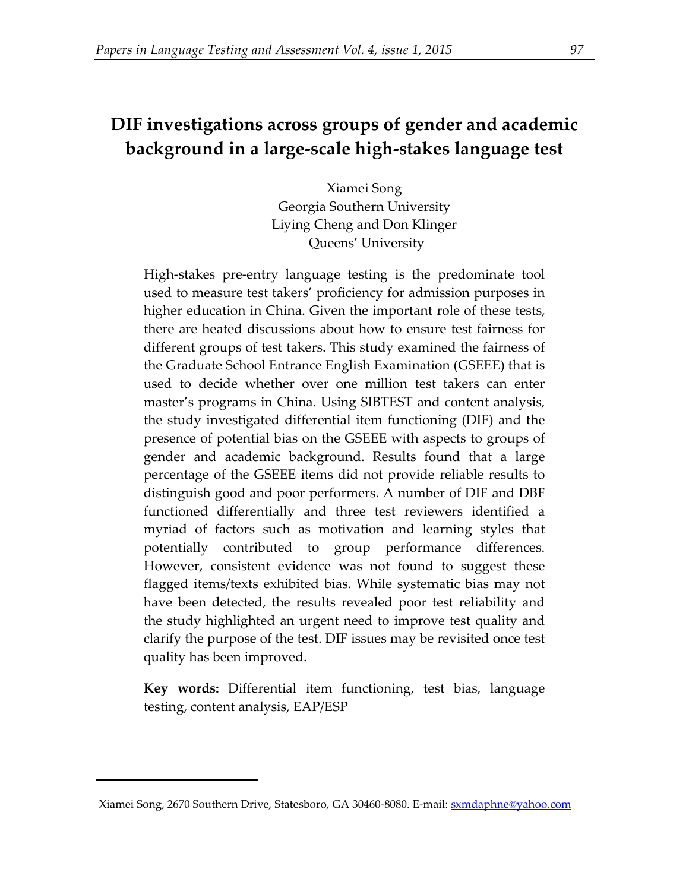# DIF investigations across groups of gender and academic background in a large-scale high-stakes language test

Xiamei Song
Georgia Southern University
Liying Cheng and Don Klinger
Queens' University

High-stakes pre-entry language testing is the predominate tool used to measure test takers' proficiency for admission purposes in higher education in China. Given the important role of these tests, there are heated discussions about how to ensure test fairness for different groups of test takers. This study examined the fairness of the Graduate School Entrance English Examination (GSEEE) that is used to decide whether over one million test takers can enter master's programs in China. Using SIBTEST and content analysis, the study investigated differential item functioning (DIF) and the presence of potential bias on the GSEEE with aspects to groups of gender and academic background. Results found that a large percentage of the GSEEE items did not provide reliable results to distinguish good and poor performers. A number of DIF and DBF functioned differentially and three test reviewers identified a myriad of factors such as motivation and learning styles that potentially contributed to group performance differences. However, consistent evidence was not found to suggest these flagged items/texts exhibited bias. While systematic bias may not have been detected, the results revealed poor test reliability and the study highlighted an urgent need to improve test quality and clarify the purpose of the test. DIF issues may be revisited once test quality has been improved.

**Key words:** Differential item functioning, test bias, language testing, content analysis, EAP/ESP

---

Xiamei Song, 2670 Southern Drive, Statesboro, GA 30460-8080. E-mail: sxmdaphne@yahoo.com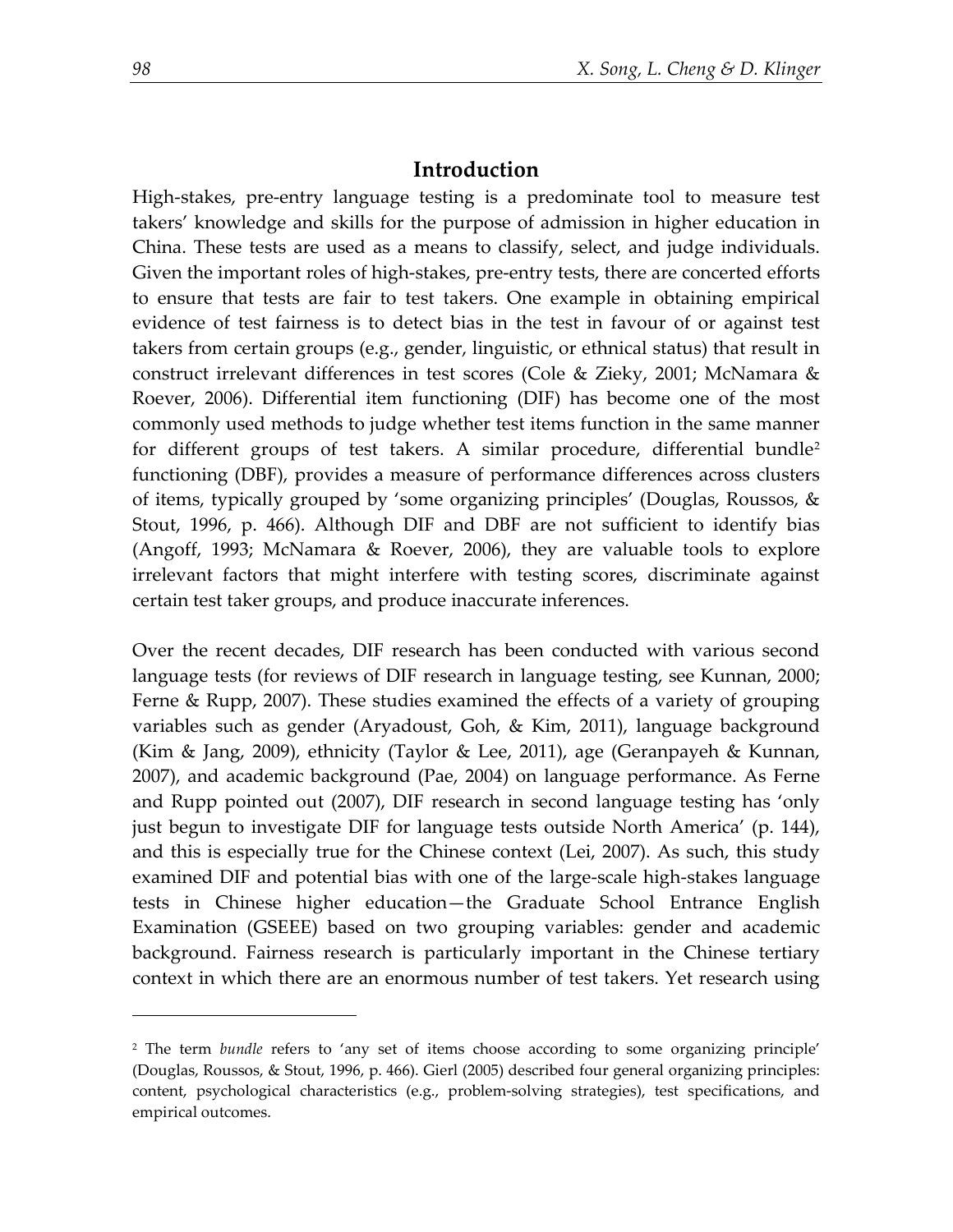## Introduction

High-stakes, pre-entry language testing is a predominate tool to measure test takers' knowledge and skills for the purpose of admission in higher education in China. These tests are used as a means to classify, select, and judge individuals. Given the important roles of high-stakes, pre-entry tests, there are concerted efforts to ensure that tests are fair to test takers. One example in obtaining empirical evidence of test fairness is to detect bias in the test in favour of or against test takers from certain groups (e.g., gender, linguistic, or ethnical status) that result in construct irrelevant differences in test scores (Cole & Zieky, 2001; McNamara & Roever, 2006). Differential item functioning (DIF) has become one of the most commonly used methods to judge whether test items function in the same manner for different groups of test takers. A similar procedure, differential bundle[2] functioning (DBF), provides a measure of performance differences across clusters of items, typically grouped by 'some organizing principles' (Douglas, Roussos, & Stout, 1996, p. 466). Although DIF and DBF are not sufficient to identify bias (Angoff, 1993; McNamara & Roever, 2006), they are valuable tools to explore irrelevant factors that might interfere with testing scores, discriminate against certain test taker groups, and produce inaccurate inferences.

Over the recent decades, DIF research has been conducted with various second language tests (for reviews of DIF research in language testing, see Kunnan, 2000; Ferne & Rupp, 2007). These studies examined the effects of a variety of grouping variables such as gender (Aryadoust, Goh, & Kim, 2011), language background (Kim & Jang, 2009), ethnicity (Taylor & Lee, 2011), age (Geranpayeh & Kunnan, 2007), and academic background (Pae, 2004) on language performance. As Ferne and Rupp pointed out (2007), DIF research in second language testing has 'only just begun to investigate DIF for language tests outside North America' (p. 144), and this is especially true for the Chinese context (Lei, 2007). As such, this study examined DIF and potential bias with one of the large-scale high-stakes language tests in Chinese higher education—the Graduate School Entrance English Examination (GSEEE) based on two grouping variables: gender and academic background. Fairness research is particularly important in the Chinese tertiary context in which there are an enormous number of test takers. Yet research using

---

[2] The term *bundle* refers to 'any set of items choose according to some organizing principle' (Douglas, Roussos, & Stout, 1996, p. 466). Gierl (2005) described four general organizing principles: content, psychological characteristics (e.g., problem-solving strategies), test specifications, and empirical outcomes.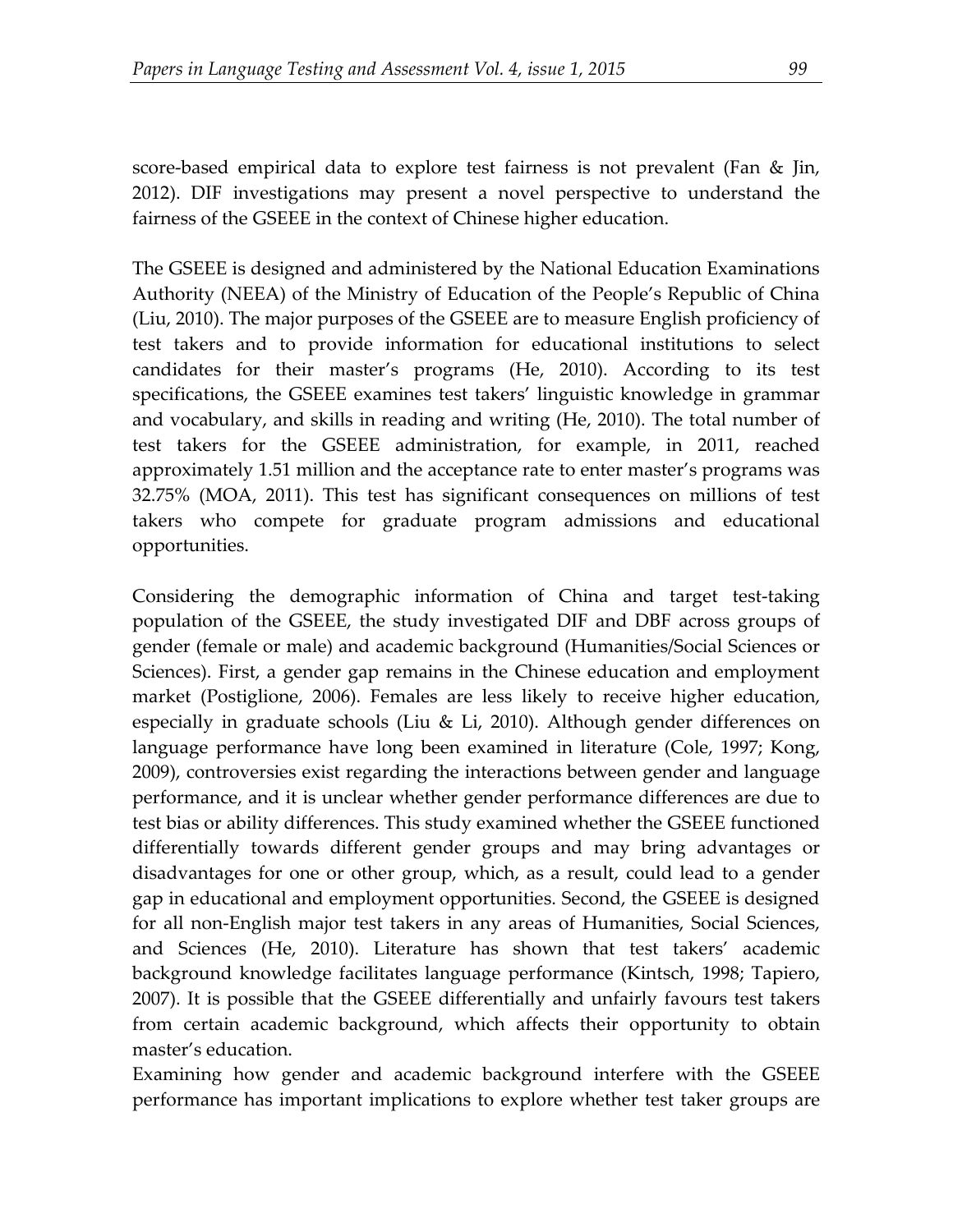score-based empirical data to explore test fairness is not prevalent (Fan & Jin, 2012). DIF investigations may present a novel perspective to understand the fairness of the GSEEE in the context of Chinese higher education.

The GSEEE is designed and administered by the National Education Examinations Authority (NEEA) of the Ministry of Education of the People's Republic of China (Liu, 2010). The major purposes of the GSEEE are to measure English proficiency of test takers and to provide information for educational institutions to select candidates for their master's programs (He, 2010). According to its test specifications, the GSEEE examines test takers' linguistic knowledge in grammar and vocabulary, and skills in reading and writing (He, 2010). The total number of test takers for the GSEEE administration, for example, in 2011, reached approximately 1.51 million and the acceptance rate to enter master's programs was 32.75% (MOA, 2011). This test has significant consequences on millions of test takers who compete for graduate program admissions and educational opportunities.

Considering the demographic information of China and target test-taking population of the GSEEE, the study investigated DIF and DBF across groups of gender (female or male) and academic background (Humanities/Social Sciences or Sciences). First, a gender gap remains in the Chinese education and employment market (Postiglione, 2006). Females are less likely to receive higher education, especially in graduate schools (Liu & Li, 2010). Although gender differences on language performance have long been examined in literature (Cole, 1997; Kong, 2009), controversies exist regarding the interactions between gender and language performance, and it is unclear whether gender performance differences are due to test bias or ability differences. This study examined whether the GSEEE functioned differentially towards different gender groups and may bring advantages or disadvantages for one or other group, which, as a result, could lead to a gender gap in educational and employment opportunities. Second, the GSEEE is designed for all non-English major test takers in any areas of Humanities, Social Sciences, and Sciences (He, 2010). Literature has shown that test takers' academic background knowledge facilitates language performance (Kintsch, 1998; Tapiero, 2007). It is possible that the GSEEE differentially and unfairly favours test takers from certain academic background, which affects their opportunity to obtain master's education.

Examining how gender and academic background interfere with the GSEEE performance has important implications to explore whether test taker groups are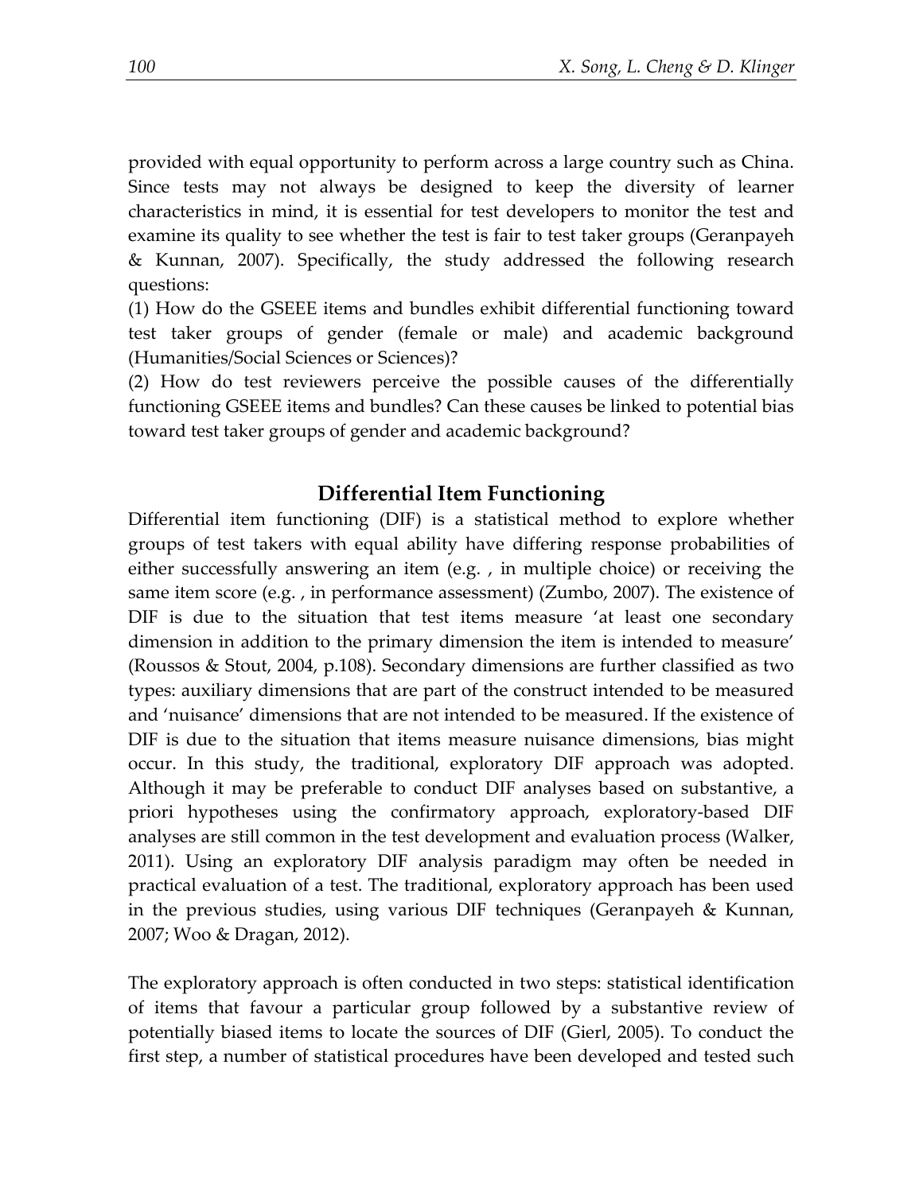provided with equal opportunity to perform across a large country such as China. Since tests may not always be designed to keep the diversity of learner characteristics in mind, it is essential for test developers to monitor the test and examine its quality to see whether the test is fair to test taker groups (Geranpayeh & Kunnan, 2007). Specifically, the study addressed the following research questions:

(1) How do the GSEEE items and bundles exhibit differential functioning toward test taker groups of gender (female or male) and academic background (Humanities/Social Sciences or Sciences)?

(2) How do test reviewers perceive the possible causes of the differentially functioning GSEEE items and bundles? Can these causes be linked to potential bias toward test taker groups of gender and academic background?

## Differential Item Functioning

Differential item functioning (DIF) is a statistical method to explore whether groups of test takers with equal ability have differing response probabilities of either successfully answering an item (e.g. , in multiple choice) or receiving the same item score (e.g. , in performance assessment) (Zumbo, 2007). The existence of DIF is due to the situation that test items measure 'at least one secondary dimension in addition to the primary dimension the item is intended to measure' (Roussos & Stout, 2004, p.108). Secondary dimensions are further classified as two types: auxiliary dimensions that are part of the construct intended to be measured and 'nuisance' dimensions that are not intended to be measured. If the existence of DIF is due to the situation that items measure nuisance dimensions, bias might occur. In this study, the traditional, exploratory DIF approach was adopted. Although it may be preferable to conduct DIF analyses based on substantive, a priori hypotheses using the confirmatory approach, exploratory-based DIF analyses are still common in the test development and evaluation process (Walker, 2011). Using an exploratory DIF analysis paradigm may often be needed in practical evaluation of a test. The traditional, exploratory approach has been used in the previous studies, using various DIF techniques (Geranpayeh & Kunnan, 2007; Woo & Dragan, 2012).

The exploratory approach is often conducted in two steps: statistical identification of items that favour a particular group followed by a substantive review of potentially biased items to locate the sources of DIF (Gierl, 2005). To conduct the first step, a number of statistical procedures have been developed and tested such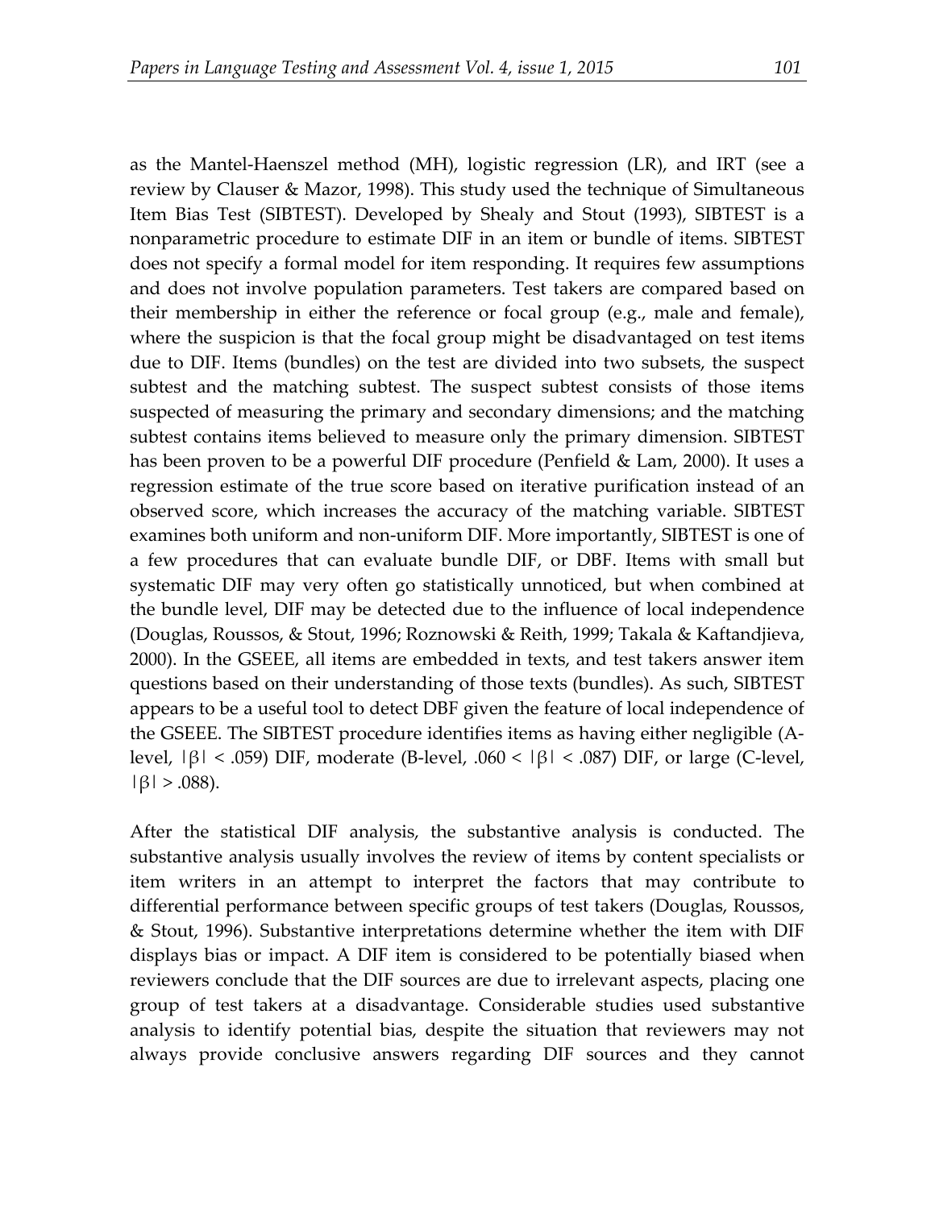as the Mantel-Haenszel method (MH), logistic regression (LR), and IRT (see a review by Clauser & Mazor, 1998). This study used the technique of Simultaneous Item Bias Test (SIBTEST). Developed by Shealy and Stout (1993), SIBTEST is a nonparametric procedure to estimate DIF in an item or bundle of items. SIBTEST does not specify a formal model for item responding. It requires few assumptions and does not involve population parameters. Test takers are compared based on their membership in either the reference or focal group (e.g., male and female), where the suspicion is that the focal group might be disadvantaged on test items due to DIF. Items (bundles) on the test are divided into two subsets, the suspect subtest and the matching subtest. The suspect subtest consists of those items suspected of measuring the primary and secondary dimensions; and the matching subtest contains items believed to measure only the primary dimension. SIBTEST has been proven to be a powerful DIF procedure (Penfield & Lam, 2000). It uses a regression estimate of the true score based on iterative purification instead of an observed score, which increases the accuracy of the matching variable. SIBTEST examines both uniform and non-uniform DIF. More importantly, SIBTEST is one of a few procedures that can evaluate bundle DIF, or DBF. Items with small but systematic DIF may very often go statistically unnoticed, but when combined at the bundle level, DIF may be detected due to the influence of local independence (Douglas, Roussos, & Stout, 1996; Roznowski & Reith, 1999; Takala & Kaftandjieva, 2000). In the GSEEE, all items are embedded in texts, and test takers answer item questions based on their understanding of those texts (bundles). As such, SIBTEST appears to be a useful tool to detect DBF given the feature of local independence of the GSEEE. The SIBTEST procedure identifies items as having either negligible (A-level, $|\beta| < .059$) DIF, moderate (B-level, $.060 < |\beta| < .087$) DIF, or large (C-level, $|\beta| > .088$).

After the statistical DIF analysis, the substantive analysis is conducted. The substantive analysis usually involves the review of items by content specialists or item writers in an attempt to interpret the factors that may contribute to differential performance between specific groups of test takers (Douglas, Roussos, & Stout, 1996). Substantive interpretations determine whether the item with DIF displays bias or impact. A DIF item is considered to be potentially biased when reviewers conclude that the DIF sources are due to irrelevant aspects, placing one group of test takers at a disadvantage. Considerable studies used substantive analysis to identify potential bias, despite the situation that reviewers may not always provide conclusive answers regarding DIF sources and they cannot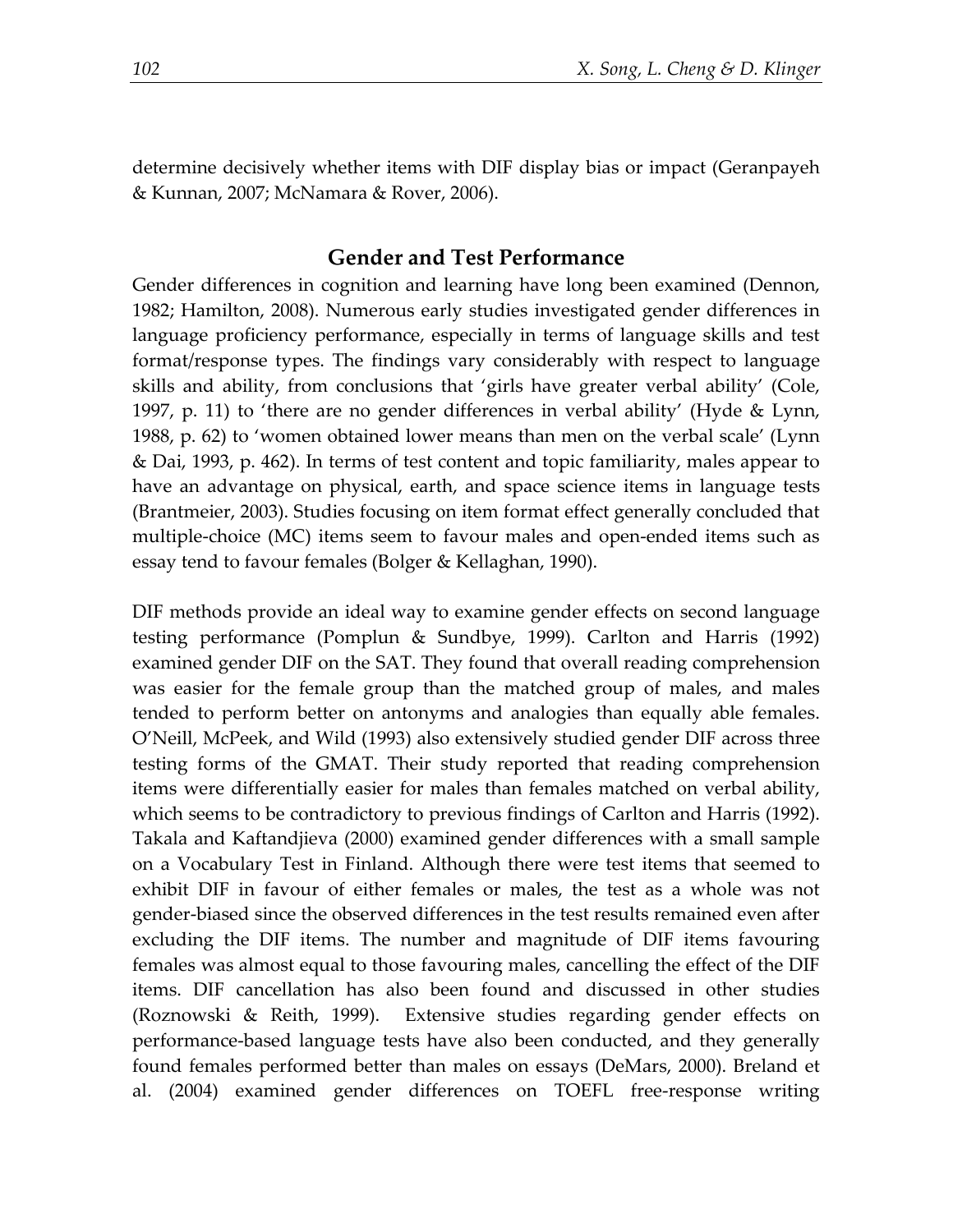determine decisively whether items with DIF display bias or impact (Geranpayeh & Kunnan, 2007; McNamara & Rover, 2006).

## Gender and Test Performance

Gender differences in cognition and learning have long been examined (Dennon, 1982; Hamilton, 2008). Numerous early studies investigated gender differences in language proficiency performance, especially in terms of language skills and test format/response types. The findings vary considerably with respect to language skills and ability, from conclusions that 'girls have greater verbal ability' (Cole, 1997, p. 11) to 'there are no gender differences in verbal ability' (Hyde & Lynn, 1988, p. 62) to 'women obtained lower means than men on the verbal scale' (Lynn & Dai, 1993, p. 462). In terms of test content and topic familiarity, males appear to have an advantage on physical, earth, and space science items in language tests (Brantmeier, 2003). Studies focusing on item format effect generally concluded that multiple-choice (MC) items seem to favour males and open-ended items such as essay tend to favour females (Bolger & Kellaghan, 1990).

DIF methods provide an ideal way to examine gender effects on second language testing performance (Pomplun & Sundbye, 1999). Carlton and Harris (1992) examined gender DIF on the SAT. They found that overall reading comprehension was easier for the female group than the matched group of males, and males tended to perform better on antonyms and analogies than equally able females. O'Neill, McPeek, and Wild (1993) also extensively studied gender DIF across three testing forms of the GMAT. Their study reported that reading comprehension items were differentially easier for males than females matched on verbal ability, which seems to be contradictory to previous findings of Carlton and Harris (1992). Takala and Kaftandjieva (2000) examined gender differences with a small sample on a Vocabulary Test in Finland. Although there were test items that seemed to exhibit DIF in favour of either females or males, the test as a whole was not gender-biased since the observed differences in the test results remained even after excluding the DIF items. The number and magnitude of DIF items favouring females was almost equal to those favouring males, cancelling the effect of the DIF items. DIF cancellation has also been found and discussed in other studies (Roznowski & Reith, 1999). Extensive studies regarding gender effects on performance-based language tests have also been conducted, and they generally found females performed better than males on essays (DeMars, 2000). Breland et al. (2004) examined gender differences on TOEFL free-response writing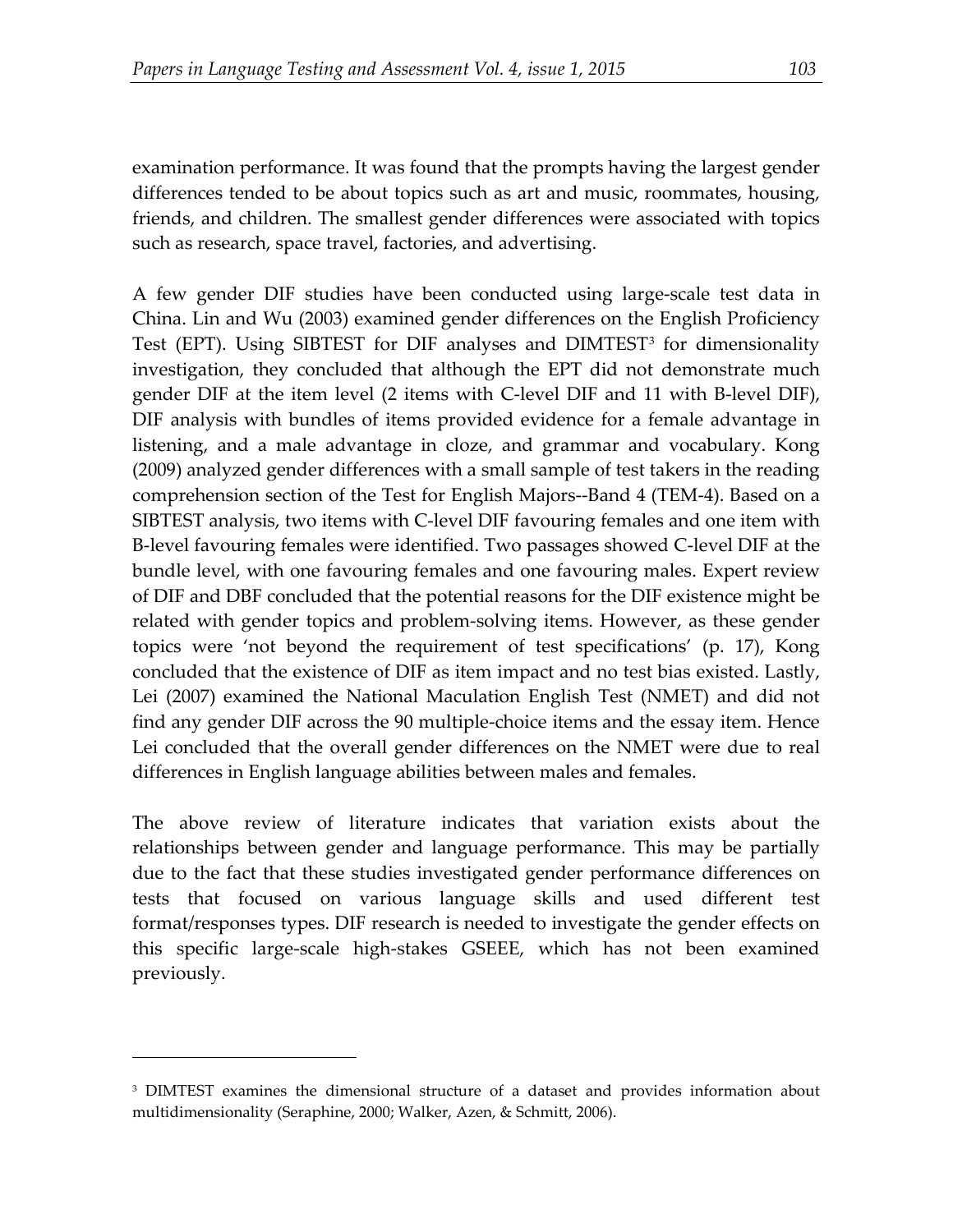examination performance. It was found that the prompts having the largest gender differences tended to be about topics such as art and music, roommates, housing, friends, and children. The smallest gender differences were associated with topics such as research, space travel, factories, and advertising.

A few gender DIF studies have been conducted using large-scale test data in China. Lin and Wu (2003) examined gender differences on the English Proficiency Test (EPT). Using SIBTEST for DIF analyses and DIMTEST[3] for dimensionality investigation, they concluded that although the EPT did not demonstrate much gender DIF at the item level (2 items with C-level DIF and 11 with B-level DIF), DIF analysis with bundles of items provided evidence for a female advantage in listening, and a male advantage in cloze, and grammar and vocabulary. Kong (2009) analyzed gender differences with a small sample of test takers in the reading comprehension section of the Test for English Majors--Band 4 (TEM-4). Based on a SIBTEST analysis, two items with C-level DIF favouring females and one item with B-level favouring females were identified. Two passages showed C-level DIF at the bundle level, with one favouring females and one favouring males. Expert review of DIF and DBF concluded that the potential reasons for the DIF existence might be related with gender topics and problem-solving items. However, as these gender topics were 'not beyond the requirement of test specifications' (p. 17), Kong concluded that the existence of DIF as item impact and no test bias existed. Lastly, Lei (2007) examined the National Maculation English Test (NMET) and did not find any gender DIF across the 90 multiple-choice items and the essay item. Hence Lei concluded that the overall gender differences on the NMET were due to real differences in English language abilities between males and females.

The above review of literature indicates that variation exists about the relationships between gender and language performance. This may be partially due to the fact that these studies investigated gender performance differences on tests that focused on various language skills and used different test format/responses types. DIF research is needed to investigate the gender effects on this specific large-scale high-stakes GSEEE, which has not been examined previously.

---

[3] DIMTEST examines the dimensional structure of a dataset and provides information about multidimensionality (Seraphine, 2000; Walker, Azen, & Schmitt, 2006).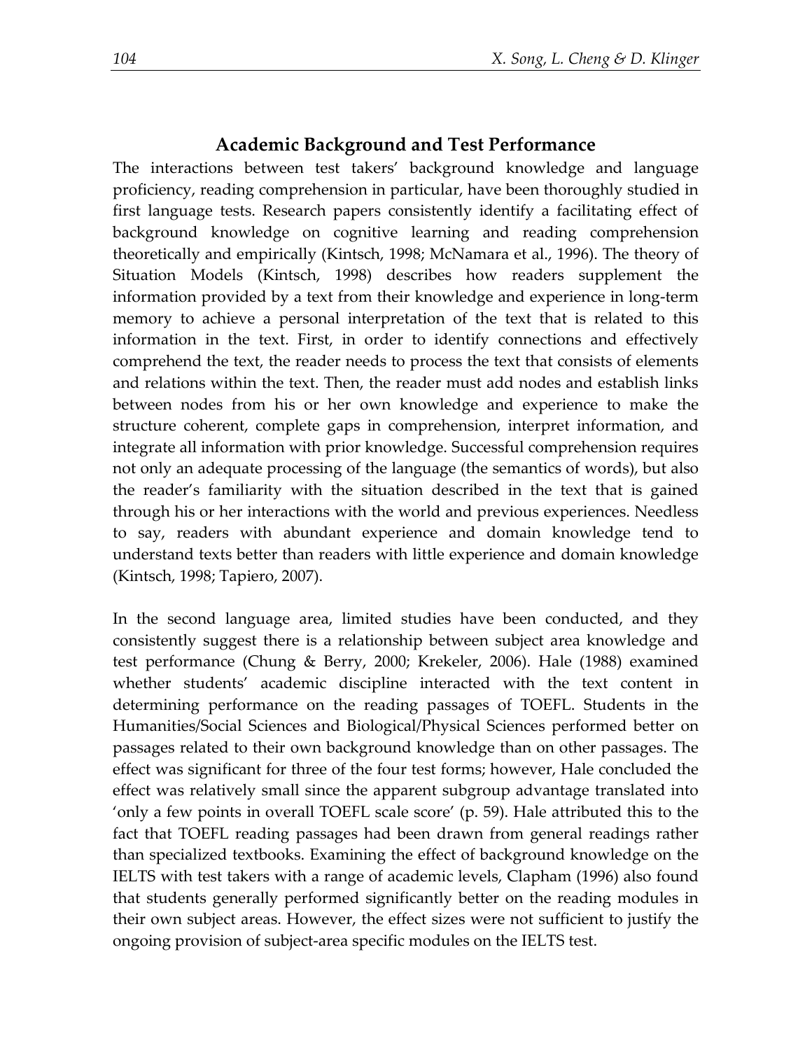## Academic Background and Test Performance

The interactions between test takers' background knowledge and language proficiency, reading comprehension in particular, have been thoroughly studied in first language tests. Research papers consistently identify a facilitating effect of background knowledge on cognitive learning and reading comprehension theoretically and empirically (Kintsch, 1998; McNamara et al., 1996). The theory of Situation Models (Kintsch, 1998) describes how readers supplement the information provided by a text from their knowledge and experience in long-term memory to achieve a personal interpretation of the text that is related to this information in the text. First, in order to identify connections and effectively comprehend the text, the reader needs to process the text that consists of elements and relations within the text. Then, the reader must add nodes and establish links between nodes from his or her own knowledge and experience to make the structure coherent, complete gaps in comprehension, interpret information, and integrate all information with prior knowledge. Successful comprehension requires not only an adequate processing of the language (the semantics of words), but also the reader's familiarity with the situation described in the text that is gained through his or her interactions with the world and previous experiences. Needless to say, readers with abundant experience and domain knowledge tend to understand texts better than readers with little experience and domain knowledge (Kintsch, 1998; Tapiero, 2007).

In the second language area, limited studies have been conducted, and they consistently suggest there is a relationship between subject area knowledge and test performance (Chung & Berry, 2000; Krekeler, 2006). Hale (1988) examined whether students' academic discipline interacted with the text content in determining performance on the reading passages of TOEFL. Students in the Humanities/Social Sciences and Biological/Physical Sciences performed better on passages related to their own background knowledge than on other passages. The effect was significant for three of the four test forms; however, Hale concluded the effect was relatively small since the apparent subgroup advantage translated into 'only a few points in overall TOEFL scale score' (p. 59). Hale attributed this to the fact that TOEFL reading passages had been drawn from general readings rather than specialized textbooks. Examining the effect of background knowledge on the IELTS with test takers with a range of academic levels, Clapham (1996) also found that students generally performed significantly better on the reading modules in their own subject areas. However, the effect sizes were not sufficient to justify the ongoing provision of subject-area specific modules on the IELTS test.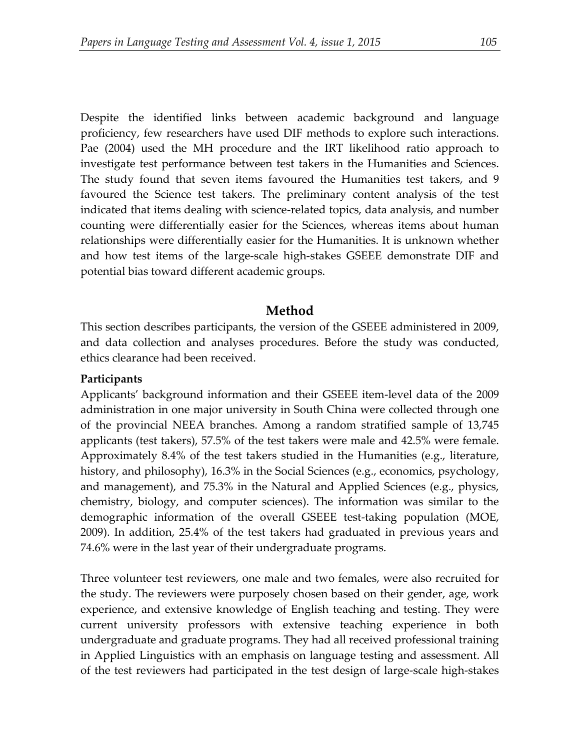Despite the identified links between academic background and language proficiency, few researchers have used DIF methods to explore such interactions. Pae (2004) used the MH procedure and the IRT likelihood ratio approach to investigate test performance between test takers in the Humanities and Sciences. The study found that seven items favoured the Humanities test takers, and 9 favoured the Science test takers. The preliminary content analysis of the test indicated that items dealing with science-related topics, data analysis, and number counting were differentially easier for the Sciences, whereas items about human relationships were differentially easier for the Humanities. It is unknown whether and how test items of the large-scale high-stakes GSEEE demonstrate DIF and potential bias toward different academic groups.

## Method

This section describes participants, the version of the GSEEE administered in 2009, and data collection and analyses procedures. Before the study was conducted, ethics clearance had been received.

### Participants

Applicants' background information and their GSEEE item-level data of the 2009 administration in one major university in South China were collected through one of the provincial NEEA branches. Among a random stratified sample of 13,745 applicants (test takers), 57.5% of the test takers were male and 42.5% were female. Approximately 8.4% of the test takers studied in the Humanities (e.g., literature, history, and philosophy), 16.3% in the Social Sciences (e.g., economics, psychology, and management), and 75.3% in the Natural and Applied Sciences (e.g., physics, chemistry, biology, and computer sciences). The information was similar to the demographic information of the overall GSEEE test-taking population (MOE, 2009). In addition, 25.4% of the test takers had graduated in previous years and 74.6% were in the last year of their undergraduate programs.

Three volunteer test reviewers, one male and two females, were also recruited for the study. The reviewers were purposely chosen based on their gender, age, work experience, and extensive knowledge of English teaching and testing. They were current university professors with extensive teaching experience in both undergraduate and graduate programs. They had all received professional training in Applied Linguistics with an emphasis on language testing and assessment. All of the test reviewers had participated in the test design of large-scale high-stakes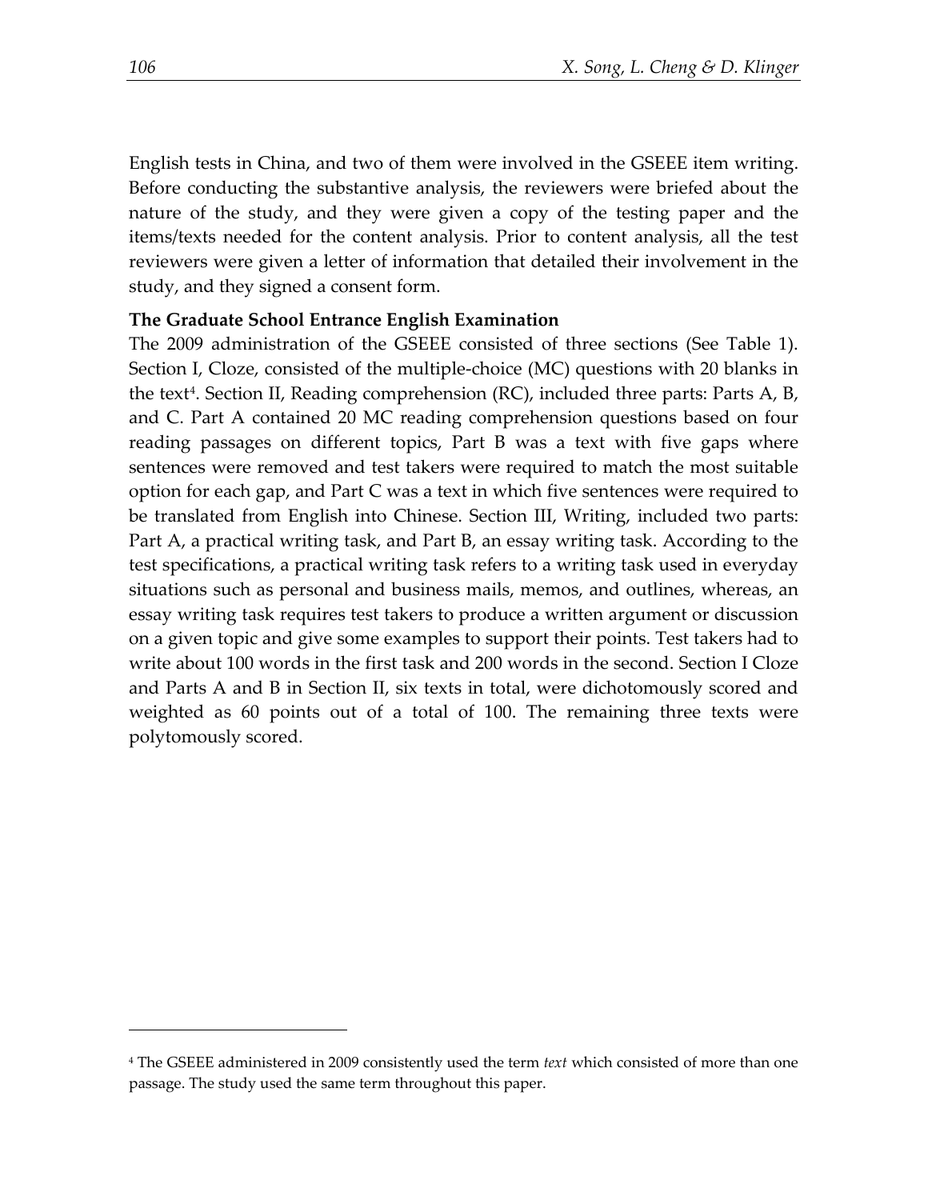English tests in China, and two of them were involved in the GSEEE item writing. Before conducting the substantive analysis, the reviewers were briefed about the nature of the study, and they were given a copy of the testing paper and the items/texts needed for the content analysis. Prior to content analysis, all the test reviewers were given a letter of information that detailed their involvement in the study, and they signed a consent form.

**The Graduate School Entrance English Examination**

The 2009 administration of the GSEEE consisted of three sections (See Table 1). Section I, Cloze, consisted of the multiple-choice (MC) questions with 20 blanks in the text[4]. Section II, Reading comprehension (RC), included three parts: Parts A, B, and C. Part A contained 20 MC reading comprehension questions based on four reading passages on different topics, Part B was a text with five gaps where sentences were removed and test takers were required to match the most suitable option for each gap, and Part C was a text in which five sentences were required to be translated from English into Chinese. Section III, Writing, included two parts: Part A, a practical writing task, and Part B, an essay writing task. According to the test specifications, a practical writing task refers to a writing task used in everyday situations such as personal and business mails, memos, and outlines, whereas, an essay writing task requires test takers to produce a written argument or discussion on a given topic and give some examples to support their points. Test takers had to write about 100 words in the first task and 200 words in the second. Section I Cloze and Parts A and B in Section II, six texts in total, were dichotomously scored and weighted as 60 points out of a total of 100. The remaining three texts were polytomously scored.

---

[4] The GSEEE administered in 2009 consistently used the term *text* which consisted of more than one passage. The study used the same term throughout this paper.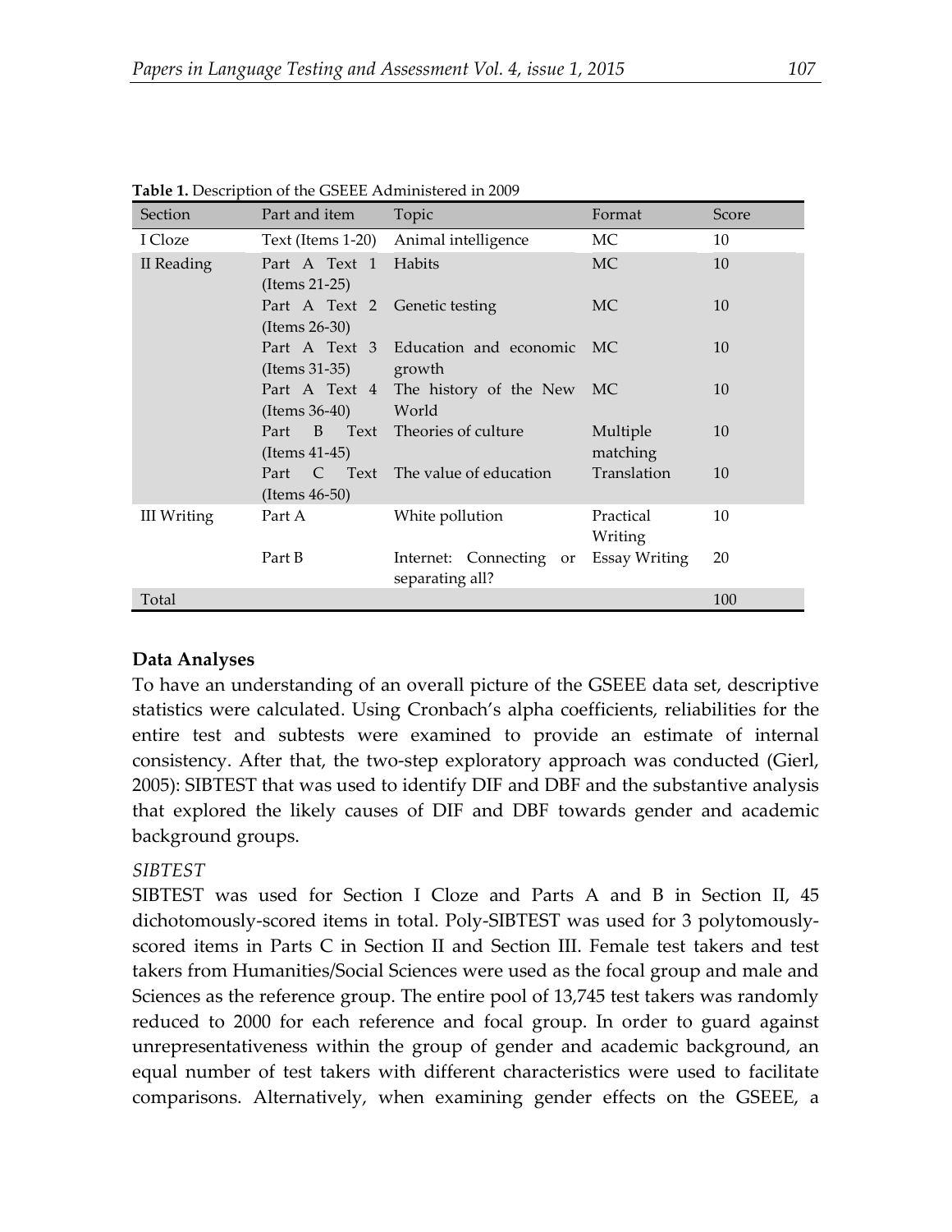**Table 1.** Description of the GSEEE Administered in 2009

| Section | Part and item | Topic | Format | Score |
|---|---|---|---|---|
| I Cloze | Text (Items 1-20) | Animal intelligence | MC | 10 |
| II Reading | Part A Text 1 (Items 21-25) | Habits | MC | 10 |
| | Part A Text 2 (Items 26-30) | Genetic testing | MC | 10 |
| | Part A Text 3 (Items 31-35) | Education and economic growth | MC | 10 |
| | Part A Text 4 (Items 36-40) | The history of the New World | MC | 10 |
| | Part B Text (Items 41-45) | Theories of culture | Multiple matching | 10 |
| | Part C Text (Items 46-50) | The value of education | Translation | 10 |
| III Writing | Part A | White pollution | Practical Writing | 10 |
| | Part B | Internet: Connecting or separating all? | Essay Writing | 20 |
| Total | | | | 100 |

**Data Analyses**

To have an understanding of an overall picture of the GSEEE data set, descriptive statistics were calculated. Using Cronbach's alpha coefficients, reliabilities for the entire test and subtests were examined to provide an estimate of internal consistency. After that, the two-step exploratory approach was conducted (Gierl, 2005): SIBTEST that was used to identify DIF and DBF and the substantive analysis that explored the likely causes of DIF and DBF towards gender and academic background groups.

*SIBTEST*

SIBTEST was used for Section I Cloze and Parts A and B in Section II, 45 dichotomously-scored items in total. Poly-SIBTEST was used for 3 polytomously-scored items in Parts C in Section II and Section III. Female test takers and test takers from Humanities/Social Sciences were used as the focal group and male and Sciences as the reference group. The entire pool of 13,745 test takers was randomly reduced to 2000 for each reference and focal group. In order to guard against unrepresentativeness within the group of gender and academic background, an equal number of test takers with different characteristics were used to facilitate comparisons. Alternatively, when examining gender effects on the GSEEE, a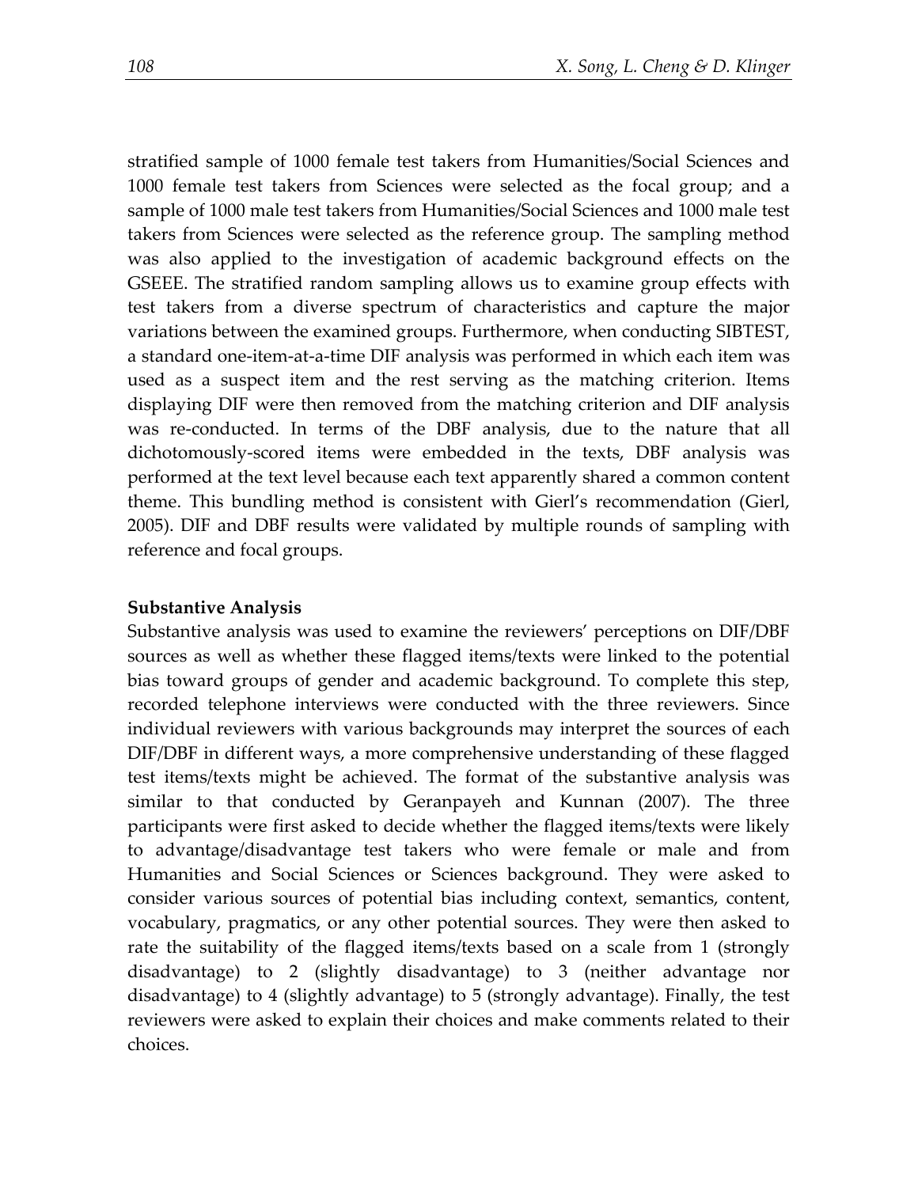stratified sample of 1000 female test takers from Humanities/Social Sciences and 1000 female test takers from Sciences were selected as the focal group; and a sample of 1000 male test takers from Humanities/Social Sciences and 1000 male test takers from Sciences were selected as the reference group. The sampling method was also applied to the investigation of academic background effects on the GSEEE. The stratified random sampling allows us to examine group effects with test takers from a diverse spectrum of characteristics and capture the major variations between the examined groups. Furthermore, when conducting SIBTEST, a standard one-item-at-a-time DIF analysis was performed in which each item was used as a suspect item and the rest serving as the matching criterion. Items displaying DIF were then removed from the matching criterion and DIF analysis was re-conducted. In terms of the DBF analysis, due to the nature that all dichotomously-scored items were embedded in the texts, DBF analysis was performed at the text level because each text apparently shared a common content theme. This bundling method is consistent with Gierl's recommendation (Gierl, 2005). DIF and DBF results were validated by multiple rounds of sampling with reference and focal groups.

**Substantive Analysis**

Substantive analysis was used to examine the reviewers' perceptions on DIF/DBF sources as well as whether these flagged items/texts were linked to the potential bias toward groups of gender and academic background. To complete this step, recorded telephone interviews were conducted with the three reviewers. Since individual reviewers with various backgrounds may interpret the sources of each DIF/DBF in different ways, a more comprehensive understanding of these flagged test items/texts might be achieved. The format of the substantive analysis was similar to that conducted by Geranpayeh and Kunnan (2007). The three participants were first asked to decide whether the flagged items/texts were likely to advantage/disadvantage test takers who were female or male and from Humanities and Social Sciences or Sciences background. They were asked to consider various sources of potential bias including context, semantics, content, vocabulary, pragmatics, or any other potential sources. They were then asked to rate the suitability of the flagged items/texts based on a scale from 1 (strongly disadvantage) to 2 (slightly disadvantage) to 3 (neither advantage nor disadvantage) to 4 (slightly advantage) to 5 (strongly advantage). Finally, the test reviewers were asked to explain their choices and make comments related to their choices.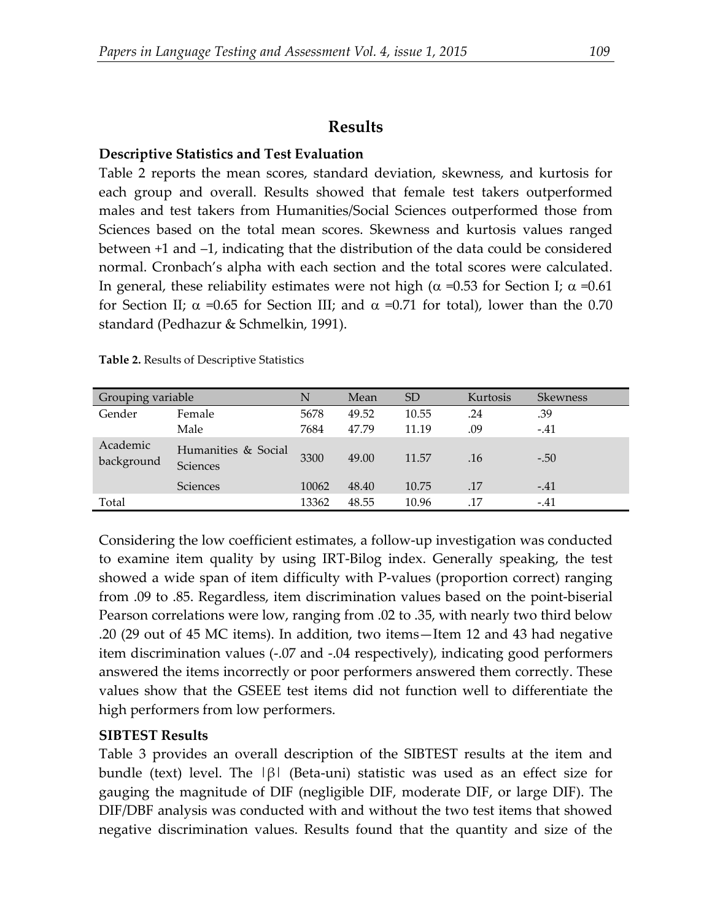## Results

### Descriptive Statistics and Test Evaluation

Table 2 reports the mean scores, standard deviation, skewness, and kurtosis for each group and overall. Results showed that female test takers outperformed males and test takers from Humanities/Social Sciences outperformed those from Sciences based on the total mean scores. Skewness and kurtosis values ranged between +1 and –1, indicating that the distribution of the data could be considered normal. Cronbach's alpha with each section and the total scores were calculated. In general, these reliability estimates were not high ($\alpha$ =0.53 for Section I; $\alpha$ =0.61 for Section II; $\alpha$ =0.65 for Section III; and $\alpha$ =0.71 for total), lower than the 0.70 standard (Pedhazur & Schmelkin, 1991).

**Table 2.** Results of Descriptive Statistics

| Grouping variable | | N | Mean | SD | Kurtosis | Skewness |
|---|---|---|---|---|---|---|
| Gender | Female | 5678 | 49.52 | 10.55 | .24 | .39 |
| | Male | 7684 | 47.79 | 11.19 | .09 | -.41 |
| Academic background | Humanities & Social Sciences | 3300 | 49.00 | 11.57 | .16 | -.50 |
| | Sciences | 10062 | 48.40 | 10.75 | .17 | -.41 |
| Total | | 13362 | 48.55 | 10.96 | .17 | -.41 |

Considering the low coefficient estimates, a follow-up investigation was conducted to examine item quality by using IRT-Bilog index. Generally speaking, the test showed a wide span of item difficulty with P-values (proportion correct) ranging from .09 to .85. Regardless, item discrimination values based on the point-biserial Pearson correlations were low, ranging from .02 to .35, with nearly two third below .20 (29 out of 45 MC items). In addition, two items—Item 12 and 43 had negative item discrimination values (-.07 and -.04 respectively), indicating good performers answered the items incorrectly or poor performers answered them correctly. These values show that the GSEEE test items did not function well to differentiate the high performers from low performers.

### SIBTEST Results

Table 3 provides an overall description of the SIBTEST results at the item and bundle (text) level. The $|\beta|$ (Beta-uni) statistic was used as an effect size for gauging the magnitude of DIF (negligible DIF, moderate DIF, or large DIF). The DIF/DBF analysis was conducted with and without the two test items that showed negative discrimination values. Results found that the quantity and size of the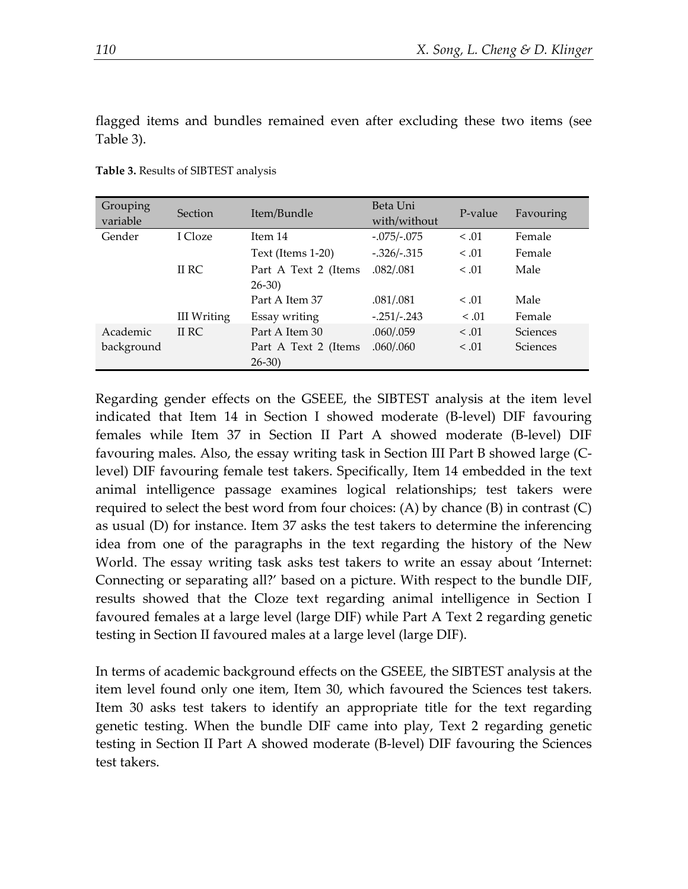flagged items and bundles remained even after excluding these two items (see Table 3).

**Table 3.** Results of SIBTEST analysis

| Grouping variable | Section | Item/Bundle | Beta Uni with/without | P-value | Favouring |
|---|---|---|---|---|---|
| Gender | I Cloze | Item 14 | -.075/-.075 | < .01 | Female |
| | | Text (Items 1-20) | -.326/-.315 | < .01 | Female |
| | II RC | Part A Text 2 (Items 26-30) | .082/.081 | < .01 | Male |
| | | Part A Item 37 | .081/.081 | < .01 | Male |
| | III Writing | Essay writing | -.251/-.243 | < .01 | Female |
| Academic background | II RC | Part A Item 30 | .060/.059 | < .01 | Sciences |
| | | Part A Text 2 (Items 26-30) | .060/.060 | < .01 | Sciences |

Regarding gender effects on the GSEEE, the SIBTEST analysis at the item level indicated that Item 14 in Section I showed moderate (B-level) DIF favouring females while Item 37 in Section II Part A showed moderate (B-level) DIF favouring males. Also, the essay writing task in Section III Part B showed large (C-level) DIF favouring female test takers. Specifically, Item 14 embedded in the text animal intelligence passage examines logical relationships; test takers were required to select the best word from four choices: (A) by chance (B) in contrast (C) as usual (D) for instance. Item 37 asks the test takers to determine the inferencing idea from one of the paragraphs in the text regarding the history of the New World. The essay writing task asks test takers to write an essay about 'Internet: Connecting or separating all?' based on a picture. With respect to the bundle DIF, results showed that the Cloze text regarding animal intelligence in Section I favoured females at a large level (large DIF) while Part A Text 2 regarding genetic testing in Section II favoured males at a large level (large DIF).

In terms of academic background effects on the GSEEE, the SIBTEST analysis at the item level found only one item, Item 30, which favoured the Sciences test takers. Item 30 asks test takers to identify an appropriate title for the text regarding genetic testing. When the bundle DIF came into play, Text 2 regarding genetic testing in Section II Part A showed moderate (B-level) DIF favouring the Sciences test takers.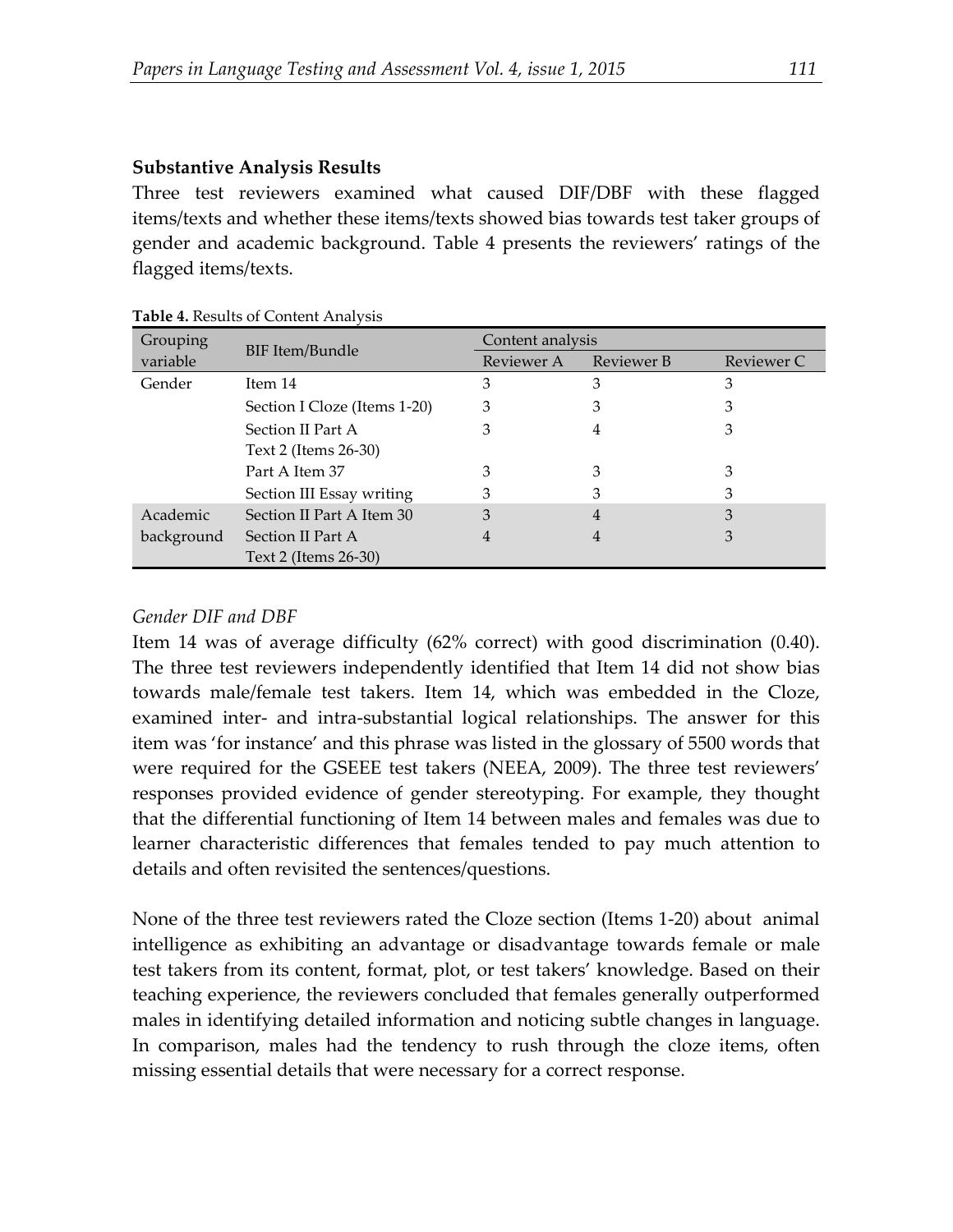**Substantive Analysis Results**

Three test reviewers examined what caused DIF/DBF with these flagged items/texts and whether these items/texts showed bias towards test taker groups of gender and academic background. Table 4 presents the reviewers' ratings of the flagged items/texts.

**Table 4.** Results of Content Analysis

| Grouping variable | BIF Item/Bundle | Content analysis | | |
|---|---|---|---|---|
| | | Reviewer A | Reviewer B | Reviewer C |
| Gender | Item 14 | 3 | 3 | 3 |
| | Section I Cloze (Items 1-20) | 3 | 3 | 3 |
| | Section II Part A Text 2 (Items 26-30) | 3 | 4 | 3 |
| | Part A Item 37 | 3 | 3 | 3 |
| | Section III Essay writing | 3 | 3 | 3 |
| Academic background | Section II Part A Item 30 | 3 | 4 | 3 |
| | Section II Part A Text 2 (Items 26-30) | 4 | 4 | 3 |

*Gender DIF and DBF*

Item 14 was of average difficulty (62% correct) with good discrimination (0.40). The three test reviewers independently identified that Item 14 did not show bias towards male/female test takers. Item 14, which was embedded in the Cloze, examined inter- and intra-substantial logical relationships. The answer for this item was 'for instance' and this phrase was listed in the glossary of 5500 words that were required for the GSEEE test takers (NEEA, 2009). The three test reviewers' responses provided evidence of gender stereotyping. For example, they thought that the differential functioning of Item 14 between males and females was due to learner characteristic differences that females tended to pay much attention to details and often revisited the sentences/questions.

None of the three test reviewers rated the Cloze section (Items 1-20) about animal intelligence as exhibiting an advantage or disadvantage towards female or male test takers from its content, format, plot, or test takers' knowledge. Based on their teaching experience, the reviewers concluded that females generally outperformed males in identifying detailed information and noticing subtle changes in language. In comparison, males had the tendency to rush through the cloze items, often missing essential details that were necessary for a correct response.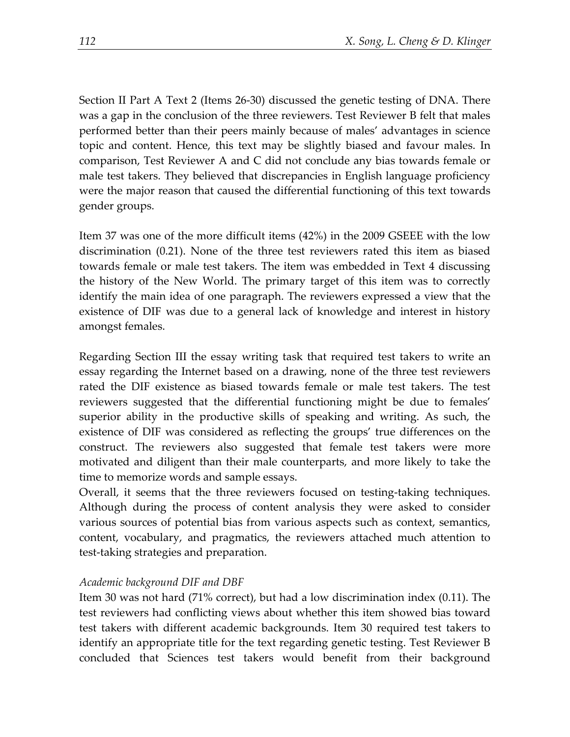Section II Part A Text 2 (Items 26-30) discussed the genetic testing of DNA. There was a gap in the conclusion of the three reviewers. Test Reviewer B felt that males performed better than their peers mainly because of males' advantages in science topic and content. Hence, this text may be slightly biased and favour males. In comparison, Test Reviewer A and C did not conclude any bias towards female or male test takers. They believed that discrepancies in English language proficiency were the major reason that caused the differential functioning of this text towards gender groups.

Item 37 was one of the more difficult items (42%) in the 2009 GSEEE with the low discrimination (0.21). None of the three test reviewers rated this item as biased towards female or male test takers. The item was embedded in Text 4 discussing the history of the New World. The primary target of this item was to correctly identify the main idea of one paragraph. The reviewers expressed a view that the existence of DIF was due to a general lack of knowledge and interest in history amongst females.

Regarding Section III the essay writing task that required test takers to write an essay regarding the Internet based on a drawing, none of the three test reviewers rated the DIF existence as biased towards female or male test takers. The test reviewers suggested that the differential functioning might be due to females' superior ability in the productive skills of speaking and writing. As such, the existence of DIF was considered as reflecting the groups' true differences on the construct. The reviewers also suggested that female test takers were more motivated and diligent than their male counterparts, and more likely to take the time to memorize words and sample essays.

Overall, it seems that the three reviewers focused on testing-taking techniques. Although during the process of content analysis they were asked to consider various sources of potential bias from various aspects such as context, semantics, content, vocabulary, and pragmatics, the reviewers attached much attention to test-taking strategies and preparation.

*Academic background DIF and DBF*

Item 30 was not hard (71% correct), but had a low discrimination index (0.11). The test reviewers had conflicting views about whether this item showed bias toward test takers with different academic backgrounds. Item 30 required test takers to identify an appropriate title for the text regarding genetic testing. Test Reviewer B concluded that Sciences test takers would benefit from their background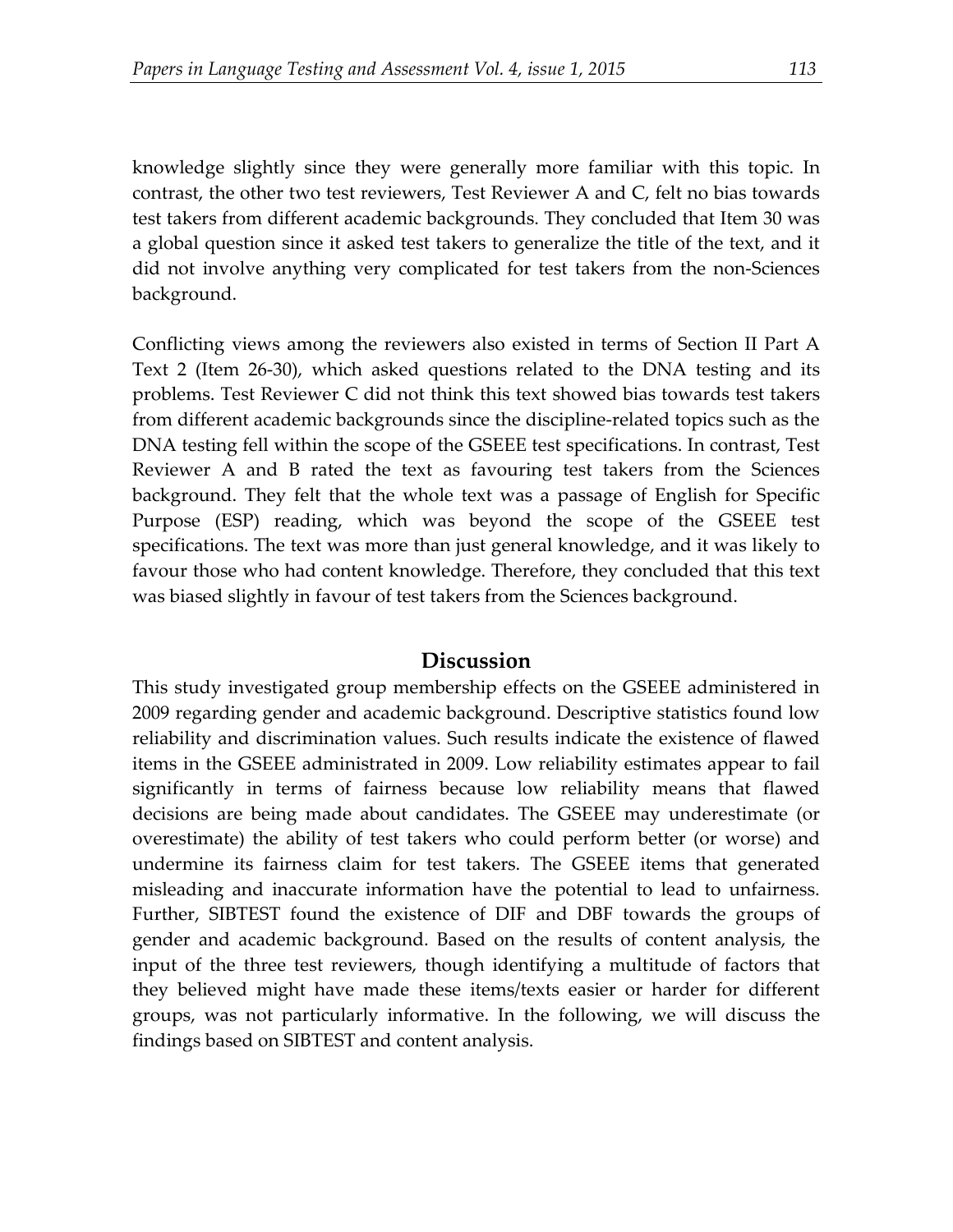knowledge slightly since they were generally more familiar with this topic. In contrast, the other two test reviewers, Test Reviewer A and C, felt no bias towards test takers from different academic backgrounds. They concluded that Item 30 was a global question since it asked test takers to generalize the title of the text, and it did not involve anything very complicated for test takers from the non-Sciences background.

Conflicting views among the reviewers also existed in terms of Section II Part A Text 2 (Item 26-30), which asked questions related to the DNA testing and its problems. Test Reviewer C did not think this text showed bias towards test takers from different academic backgrounds since the discipline-related topics such as the DNA testing fell within the scope of the GSEEE test specifications. In contrast, Test Reviewer A and B rated the text as favouring test takers from the Sciences background. They felt that the whole text was a passage of English for Specific Purpose (ESP) reading, which was beyond the scope of the GSEEE test specifications. The text was more than just general knowledge, and it was likely to favour those who had content knowledge. Therefore, they concluded that this text was biased slightly in favour of test takers from the Sciences background.

## Discussion

This study investigated group membership effects on the GSEEE administered in 2009 regarding gender and academic background. Descriptive statistics found low reliability and discrimination values. Such results indicate the existence of flawed items in the GSEEE administrated in 2009. Low reliability estimates appear to fail significantly in terms of fairness because low reliability means that flawed decisions are being made about candidates. The GSEEE may underestimate (or overestimate) the ability of test takers who could perform better (or worse) and undermine its fairness claim for test takers. The GSEEE items that generated misleading and inaccurate information have the potential to lead to unfairness. Further, SIBTEST found the existence of DIF and DBF towards the groups of gender and academic background. Based on the results of content analysis, the input of the three test reviewers, though identifying a multitude of factors that they believed might have made these items/texts easier or harder for different groups, was not particularly informative. In the following, we will discuss the findings based on SIBTEST and content analysis.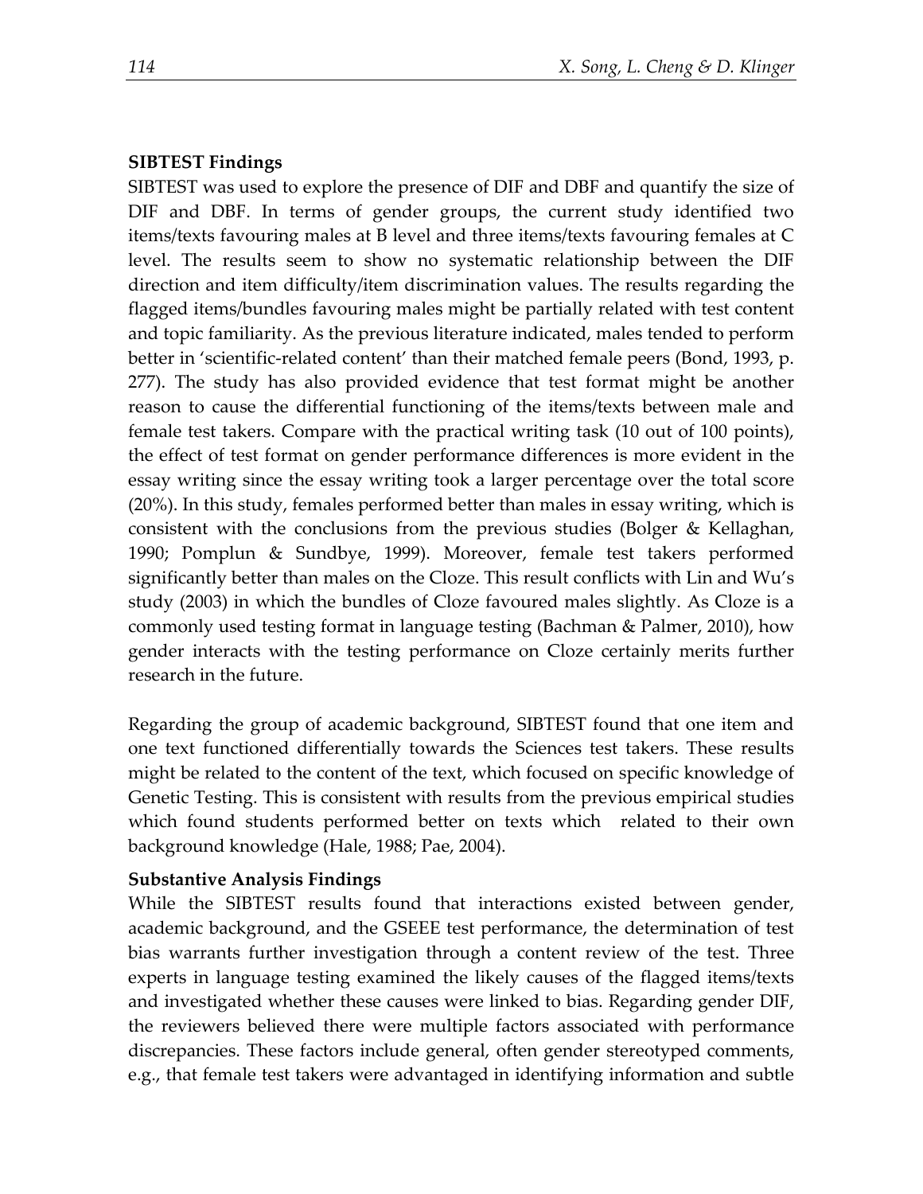**SIBTEST Findings**

SIBTEST was used to explore the presence of DIF and DBF and quantify the size of DIF and DBF. In terms of gender groups, the current study identified two items/texts favouring males at B level and three items/texts favouring females at C level. The results seem to show no systematic relationship between the DIF direction and item difficulty/item discrimination values. The results regarding the flagged items/bundles favouring males might be partially related with test content and topic familiarity. As the previous literature indicated, males tended to perform better in 'scientific-related content' than their matched female peers (Bond, 1993, p. 277). The study has also provided evidence that test format might be another reason to cause the differential functioning of the items/texts between male and female test takers. Compare with the practical writing task (10 out of 100 points), the effect of test format on gender performance differences is more evident in the essay writing since the essay writing took a larger percentage over the total score (20%). In this study, females performed better than males in essay writing, which is consistent with the conclusions from the previous studies (Bolger & Kellaghan, 1990; Pomplun & Sundbye, 1999). Moreover, female test takers performed significantly better than males on the Cloze. This result conflicts with Lin and Wu's study (2003) in which the bundles of Cloze favoured males slightly. As Cloze is a commonly used testing format in language testing (Bachman & Palmer, 2010), how gender interacts with the testing performance on Cloze certainly merits further research in the future.

Regarding the group of academic background, SIBTEST found that one item and one text functioned differentially towards the Sciences test takers. These results might be related to the content of the text, which focused on specific knowledge of Genetic Testing. This is consistent with results from the previous empirical studies which found students performed better on texts which related to their own background knowledge (Hale, 1988; Pae, 2004).

**Substantive Analysis Findings**

While the SIBTEST results found that interactions existed between gender, academic background, and the GSEEE test performance, the determination of test bias warrants further investigation through a content review of the test. Three experts in language testing examined the likely causes of the flagged items/texts and investigated whether these causes were linked to bias. Regarding gender DIF, the reviewers believed there were multiple factors associated with performance discrepancies. These factors include general, often gender stereotyped comments, e.g., that female test takers were advantaged in identifying information and subtle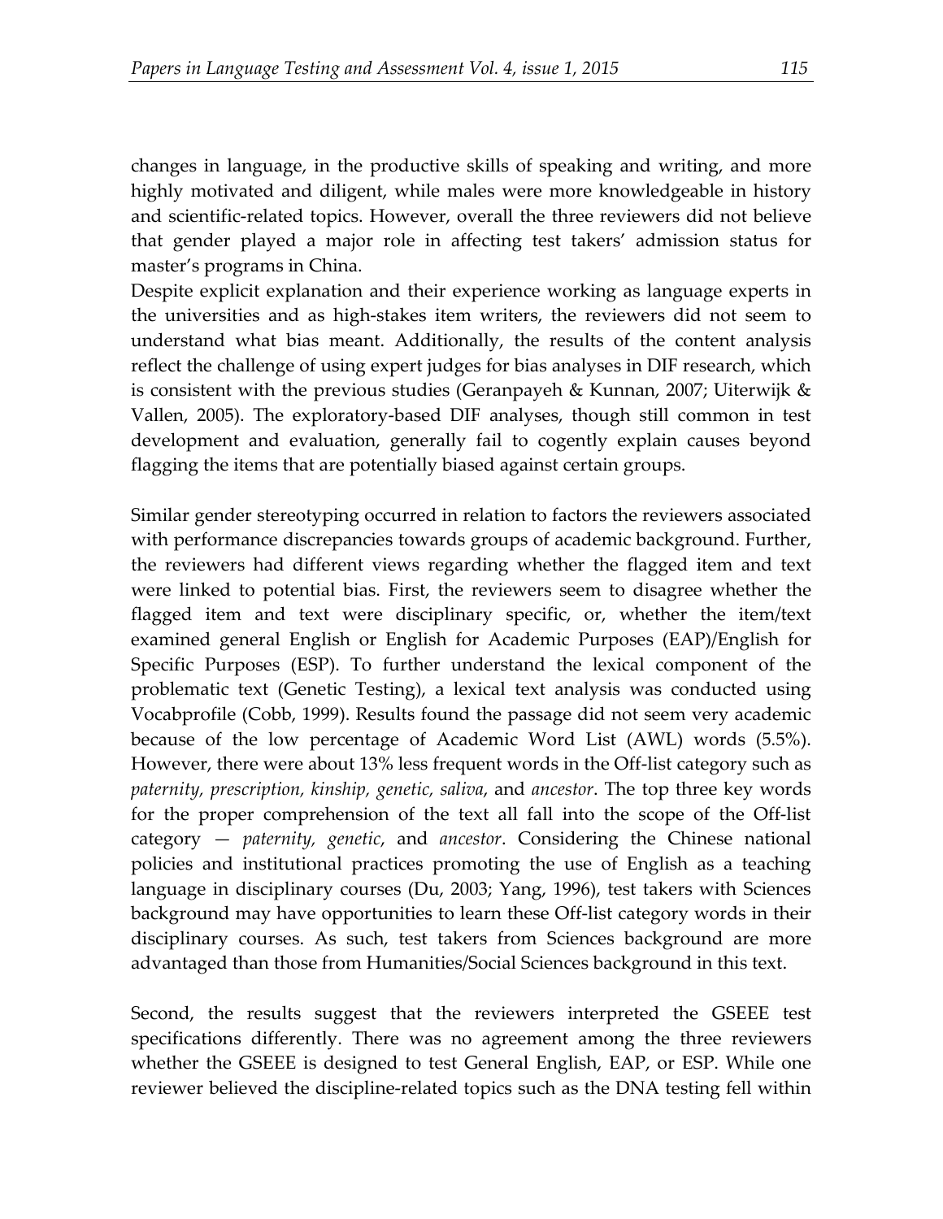changes in language, in the productive skills of speaking and writing, and more highly motivated and diligent, while males were more knowledgeable in history and scientific-related topics. However, overall the three reviewers did not believe that gender played a major role in affecting test takers' admission status for master's programs in China.

Despite explicit explanation and their experience working as language experts in the universities and as high-stakes item writers, the reviewers did not seem to understand what bias meant. Additionally, the results of the content analysis reflect the challenge of using expert judges for bias analyses in DIF research, which is consistent with the previous studies (Geranpayeh & Kunnan, 2007; Uiterwijk & Vallen, 2005). The exploratory-based DIF analyses, though still common in test development and evaluation, generally fail to cogently explain causes beyond flagging the items that are potentially biased against certain groups.

Similar gender stereotyping occurred in relation to factors the reviewers associated with performance discrepancies towards groups of academic background. Further, the reviewers had different views regarding whether the flagged item and text were linked to potential bias. First, the reviewers seem to disagree whether the flagged item and text were disciplinary specific, or, whether the item/text examined general English or English for Academic Purposes (EAP)/English for Specific Purposes (ESP). To further understand the lexical component of the problematic text (Genetic Testing), a lexical text analysis was conducted using Vocabprofile (Cobb, 1999). Results found the passage did not seem very academic because of the low percentage of Academic Word List (AWL) words (5.5%). However, there were about 13% less frequent words in the Off-list category such as *paternity, prescription, kinship, genetic, saliva*, and *ancestor*. The top three key words for the proper comprehension of the text all fall into the scope of the Off-list category — *paternity, genetic*, and *ancestor*. Considering the Chinese national policies and institutional practices promoting the use of English as a teaching language in disciplinary courses (Du, 2003; Yang, 1996), test takers with Sciences background may have opportunities to learn these Off-list category words in their disciplinary courses. As such, test takers from Sciences background are more advantaged than those from Humanities/Social Sciences background in this text.

Second, the results suggest that the reviewers interpreted the GSEEE test specifications differently. There was no agreement among the three reviewers whether the GSEEE is designed to test General English, EAP, or ESP. While one reviewer believed the discipline-related topics such as the DNA testing fell within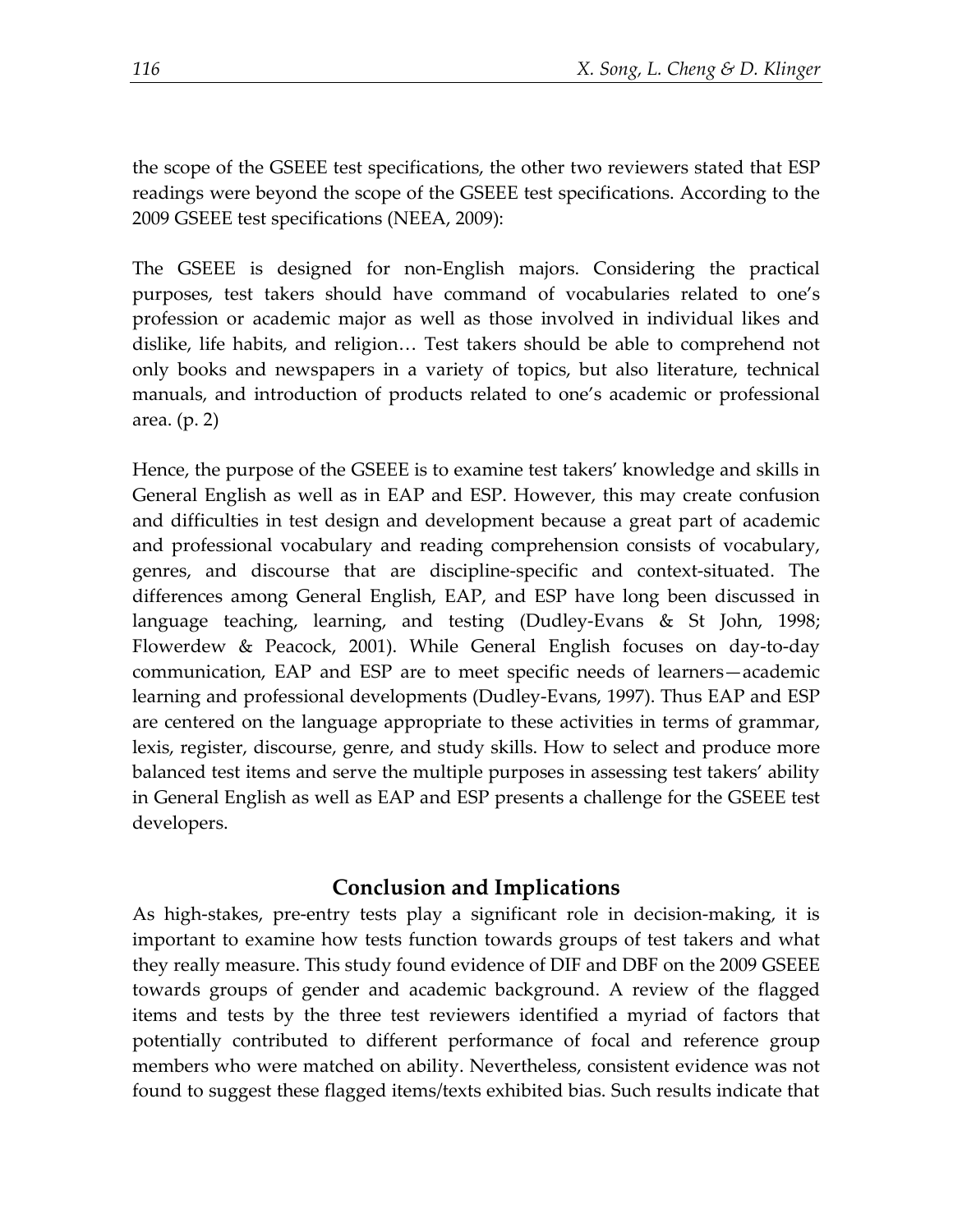the scope of the GSEEE test specifications, the other two reviewers stated that ESP readings were beyond the scope of the GSEEE test specifications. According to the 2009 GSEEE test specifications (NEEA, 2009):

> The GSEEE is designed for non-English majors. Considering the practical purposes, test takers should have command of vocabularies related to one's profession or academic major as well as those involved in individual likes and dislike, life habits, and religion… Test takers should be able to comprehend not only books and newspapers in a variety of topics, but also literature, technical manuals, and introduction of products related to one's academic or professional area. (p. 2)

Hence, the purpose of the GSEEE is to examine test takers' knowledge and skills in General English as well as in EAP and ESP. However, this may create confusion and difficulties in test design and development because a great part of academic and professional vocabulary and reading comprehension consists of vocabulary, genres, and discourse that are discipline-specific and context-situated. The differences among General English, EAP, and ESP have long been discussed in language teaching, learning, and testing (Dudley-Evans & St John, 1998; Flowerdew & Peacock, 2001). While General English focuses on day-to-day communication, EAP and ESP are to meet specific needs of learners—academic learning and professional developments (Dudley-Evans, 1997). Thus EAP and ESP are centered on the language appropriate to these activities in terms of grammar, lexis, register, discourse, genre, and study skills. How to select and produce more balanced test items and serve the multiple purposes in assessing test takers' ability in General English as well as EAP and ESP presents a challenge for the GSEEE test developers.

## Conclusion and Implications

As high-stakes, pre-entry tests play a significant role in decision-making, it is important to examine how tests function towards groups of test takers and what they really measure. This study found evidence of DIF and DBF on the 2009 GSEEE towards groups of gender and academic background. A review of the flagged items and tests by the three test reviewers identified a myriad of factors that potentially contributed to different performance of focal and reference group members who were matched on ability. Nevertheless, consistent evidence was not found to suggest these flagged items/texts exhibited bias. Such results indicate that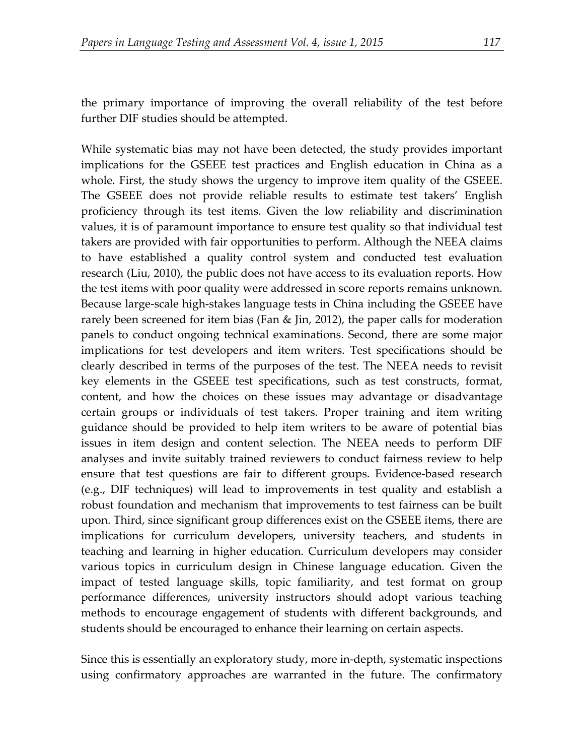the primary importance of improving the overall reliability of the test before further DIF studies should be attempted.

While systematic bias may not have been detected, the study provides important implications for the GSEEE test practices and English education in China as a whole. First, the study shows the urgency to improve item quality of the GSEEE. The GSEEE does not provide reliable results to estimate test takers' English proficiency through its test items. Given the low reliability and discrimination values, it is of paramount importance to ensure test quality so that individual test takers are provided with fair opportunities to perform. Although the NEEA claims to have established a quality control system and conducted test evaluation research (Liu, 2010), the public does not have access to its evaluation reports. How the test items with poor quality were addressed in score reports remains unknown. Because large-scale high-stakes language tests in China including the GSEEE have rarely been screened for item bias (Fan & Jin, 2012), the paper calls for moderation panels to conduct ongoing technical examinations. Second, there are some major implications for test developers and item writers. Test specifications should be clearly described in terms of the purposes of the test. The NEEA needs to revisit key elements in the GSEEE test specifications, such as test constructs, format, content, and how the choices on these issues may advantage or disadvantage certain groups or individuals of test takers. Proper training and item writing guidance should be provided to help item writers to be aware of potential bias issues in item design and content selection. The NEEA needs to perform DIF analyses and invite suitably trained reviewers to conduct fairness review to help ensure that test questions are fair to different groups. Evidence-based research (e.g., DIF techniques) will lead to improvements in test quality and establish a robust foundation and mechanism that improvements to test fairness can be built upon. Third, since significant group differences exist on the GSEEE items, there are implications for curriculum developers, university teachers, and students in teaching and learning in higher education. Curriculum developers may consider various topics in curriculum design in Chinese language education. Given the impact of tested language skills, topic familiarity, and test format on group performance differences, university instructors should adopt various teaching methods to encourage engagement of students with different backgrounds, and students should be encouraged to enhance their learning on certain aspects.

Since this is essentially an exploratory study, more in-depth, systematic inspections using confirmatory approaches are warranted in the future. The confirmatory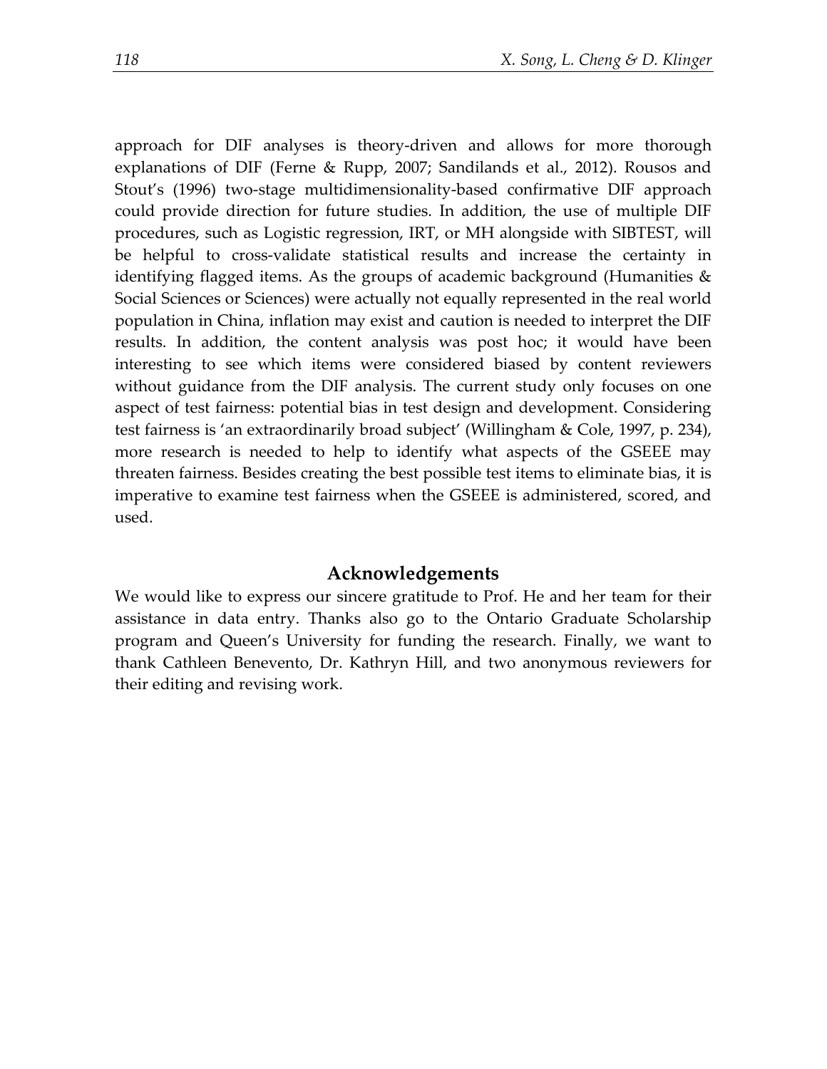approach for DIF analyses is theory-driven and allows for more thorough explanations of DIF (Ferne & Rupp, 2007; Sandilands et al., 2012). Rousos and Stout's (1996) two-stage multidimensionality-based confirmative DIF approach could provide direction for future studies. In addition, the use of multiple DIF procedures, such as Logistic regression, IRT, or MH alongside with SIBTEST, will be helpful to cross-validate statistical results and increase the certainty in identifying flagged items. As the groups of academic background (Humanities & Social Sciences or Sciences) were actually not equally represented in the real world population in China, inflation may exist and caution is needed to interpret the DIF results. In addition, the content analysis was post hoc; it would have been interesting to see which items were considered biased by content reviewers without guidance from the DIF analysis. The current study only focuses on one aspect of test fairness: potential bias in test design and development. Considering test fairness is 'an extraordinarily broad subject' (Willingham & Cole, 1997, p. 234), more research is needed to help to identify what aspects of the GSEEE may threaten fairness. Besides creating the best possible test items to eliminate bias, it is imperative to examine test fairness when the GSEEE is administered, scored, and used.

## Acknowledgements

We would like to express our sincere gratitude to Prof. He and her team for their assistance in data entry. Thanks also go to the Ontario Graduate Scholarship program and Queen's University for funding the research. Finally, we want to thank Cathleen Benevento, Dr. Kathryn Hill, and two anonymous reviewers for their editing and revising work.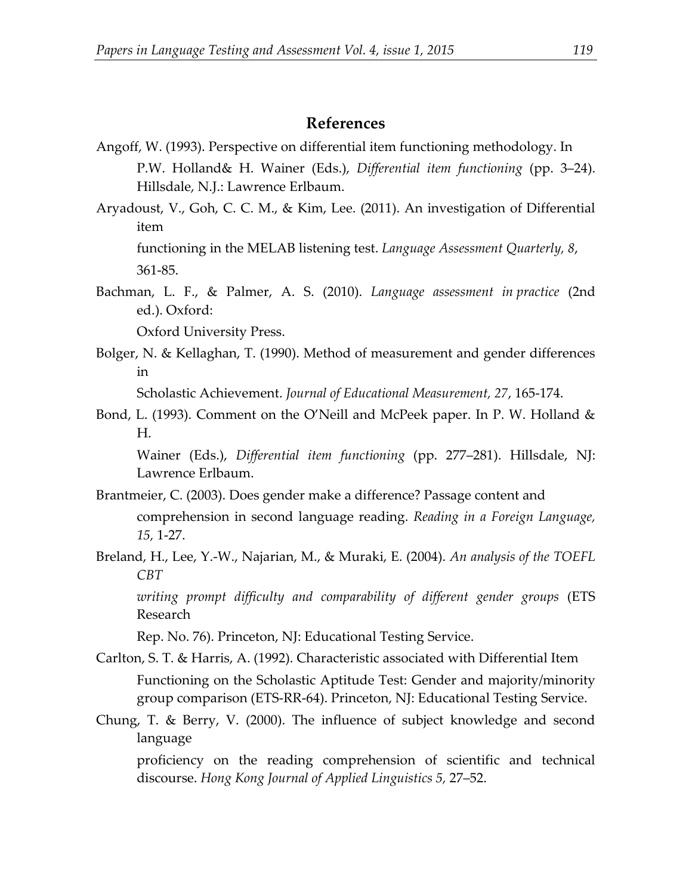## References

Angoff, W. (1993). Perspective on differential item functioning methodology. In P.W. Holland& H. Wainer (Eds.), *Differential item functioning* (pp. 3–24). Hillsdale, N.J.: Lawrence Erlbaum.

Aryadoust, V., Goh, C. C. M., & Kim, Lee. (2011). An investigation of Differential item functioning in the MELAB listening test. *Language Assessment Quarterly, 8*, 361-85.

Bachman, L. F., & Palmer, A. S. (2010). *Language assessment in practice* (2nd ed.). Oxford: Oxford University Press.

Bolger, N. & Kellaghan, T. (1990). Method of measurement and gender differences in Scholastic Achievement. *Journal of Educational Measurement, 27*, 165-174.

Bond, L. (1993). Comment on the O'Neill and McPeek paper. In P. W. Holland & H. Wainer (Eds.), *Differential item functioning* (pp. 277–281). Hillsdale, NJ: Lawrence Erlbaum.

Brantmeier, C. (2003). Does gender make a difference? Passage content and comprehension in second language reading. *Reading in a Foreign Language, 15,* 1-27.

Breland, H., Lee, Y.-W., Najarian, M., & Muraki, E. (2004). *An analysis of the TOEFL CBT writing prompt difficulty and comparability of different gender groups* (ETS Research Rep. No. 76). Princeton, NJ: Educational Testing Service.

Carlton, S. T. & Harris, A. (1992). Characteristic associated with Differential Item Functioning on the Scholastic Aptitude Test: Gender and majority/minority group comparison (ETS-RR-64). Princeton, NJ: Educational Testing Service.

Chung, T. & Berry, V. (2000). The influence of subject knowledge and second language proficiency on the reading comprehension of scientific and technical discourse. *Hong Kong Journal of Applied Linguistics 5,* 27–52.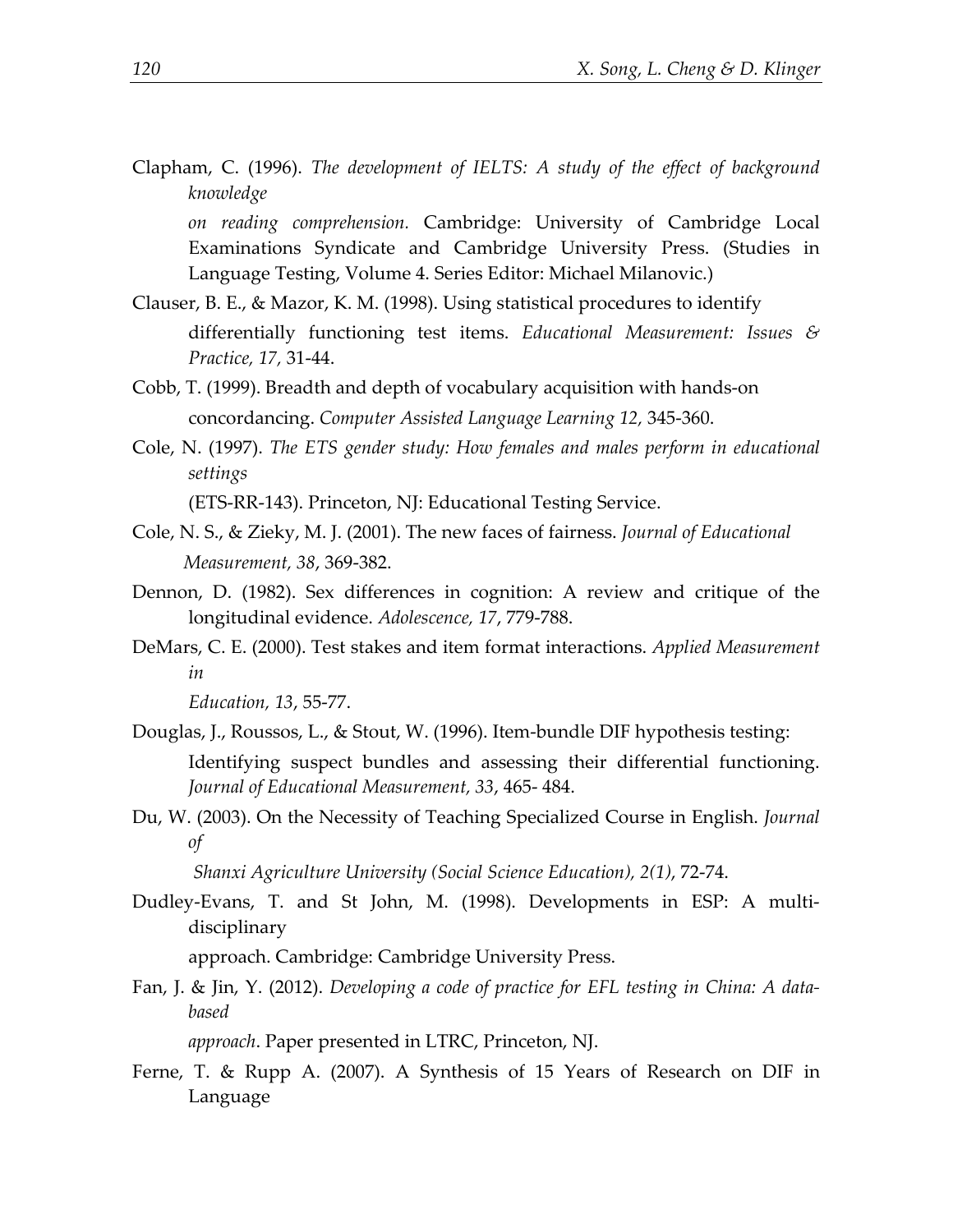Clapham, C. (1996). *The development of IELTS: A study of the effect of background knowledge on reading comprehension.* Cambridge: University of Cambridge Local Examinations Syndicate and Cambridge University Press. (Studies in Language Testing, Volume 4. Series Editor: Michael Milanovic.)

Clauser, B. E., & Mazor, K. M. (1998). Using statistical procedures to identify differentially functioning test items. *Educational Measurement: Issues & Practice, 17,* 31-44.

Cobb, T. (1999). Breadth and depth of vocabulary acquisition with hands-on concordancing. *Computer Assisted Language Learning 12,* 345-360.

Cole, N. (1997). *The ETS gender study: How females and males perform in educational settings* (ETS-RR-143). Princeton, NJ: Educational Testing Service.

Cole, N. S., & Zieky, M. J. (2001). The new faces of fairness. *Journal of Educational Measurement, 38*, 369-382.

Dennon, D. (1982). Sex differences in cognition: A review and critique of the longitudinal evidence. *Adolescence, 17*, 779-788.

DeMars, C. E. (2000). Test stakes and item format interactions. *Applied Measurement in Education, 13*, 55-77.

Douglas, J., Roussos, L., & Stout, W. (1996). Item-bundle DIF hypothesis testing: Identifying suspect bundles and assessing their differential functioning. *Journal of Educational Measurement, 33*, 465- 484.

Du, W. (2003). On the Necessity of Teaching Specialized Course in English. *Journal of Shanxi Agriculture University (Social Science Education), 2(1)*, 72-74.

Dudley-Evans, T. and St John, M. (1998). Developments in ESP: A multi-disciplinary approach. Cambridge: Cambridge University Press.

Fan, J. & Jin, Y. (2012). *Developing a code of practice for EFL testing in China: A data-based approach*. Paper presented in LTRC, Princeton, NJ.

Ferne, T. & Rupp A. (2007). A Synthesis of 15 Years of Research on DIF in Language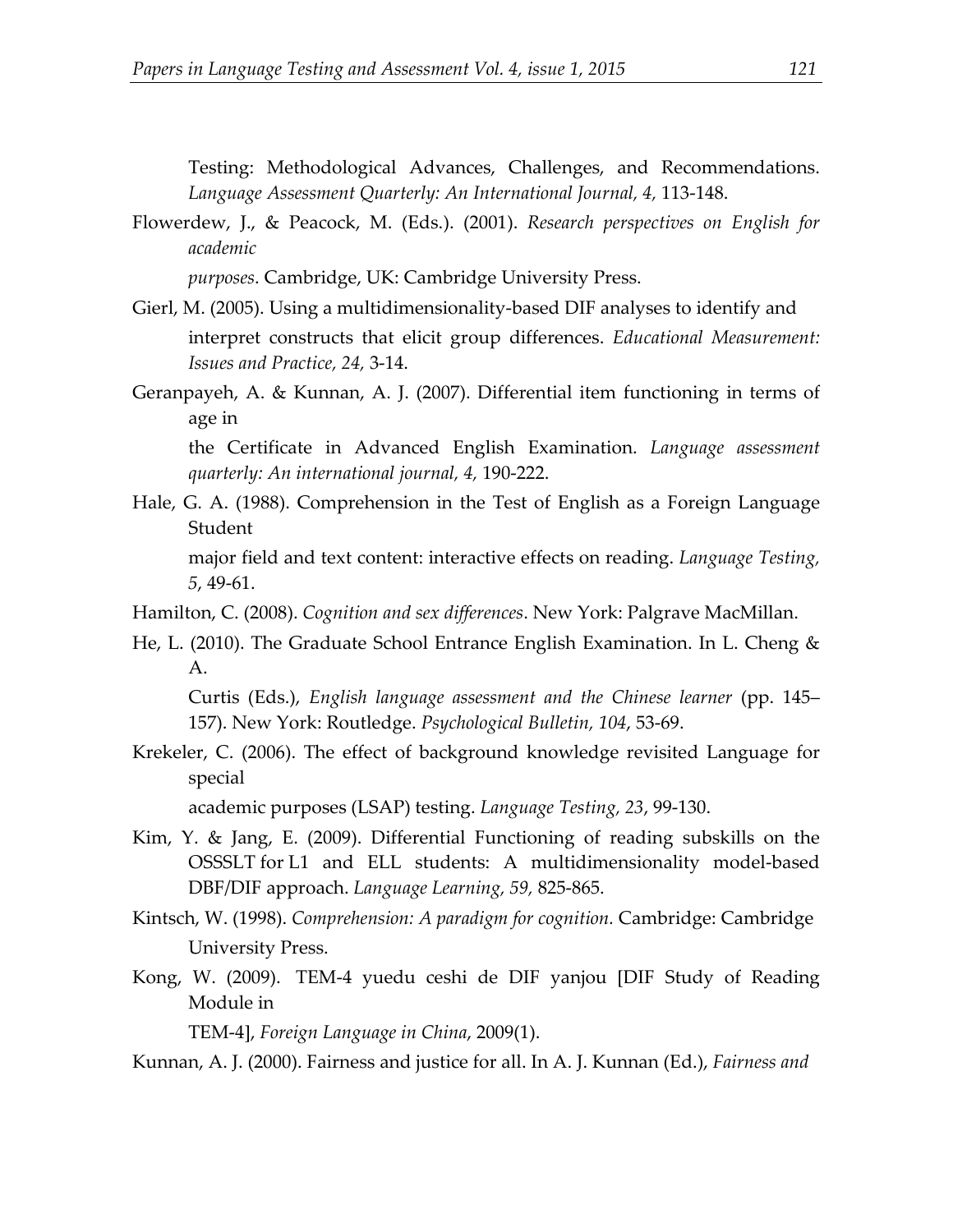Testing: Methodological Advances, Challenges, and Recommendations. *Language Assessment Quarterly: An International Journal, 4,* 113-148.

Flowerdew, J., & Peacock, M. (Eds.). (2001). *Research perspectives on English for academic purposes*. Cambridge, UK: Cambridge University Press.

Gierl, M. (2005). Using a multidimensionality-based DIF analyses to identify and interpret constructs that elicit group differences. *Educational Measurement: Issues and Practice, 24,* 3-14.

Geranpayeh, A. & Kunnan, A. J. (2007). Differential item functioning in terms of age in the Certificate in Advanced English Examination. *Language assessment quarterly: An international journal, 4,* 190-222.

Hale, G. A. (1988). Comprehension in the Test of English as a Foreign Language Student major field and text content: interactive effects on reading. *Language Testing, 5*, 49-61.

Hamilton, C. (2008). *Cognition and sex differences*. New York: Palgrave MacMillan.

He, L. (2010). The Graduate School Entrance English Examination. In L. Cheng & A. Curtis (Eds.), *English language assessment and the Chinese learner* (pp. 145–157). New York: Routledge. *Psychological Bulletin, 104*, 53-69.

Krekeler, C. (2006). The effect of background knowledge revisited Language for special academic purposes (LSAP) testing. *Language Testing, 23*, 99-130.

Kim, Y. & Jang, E. (2009). Differential Functioning of reading subskills on the OSSSLT for L1 and ELL students: A multidimensionality model-based DBF/DIF approach. *Language Learning, 59,* 825-865.

Kintsch, W. (1998). *Comprehension: A paradigm for cognition.* Cambridge: Cambridge University Press.

Kong, W. (2009). TEM-4 yuedu ceshi de DIF yanjou [DIF Study of Reading Module in TEM-4], *Foreign Language in China*, 2009(1).

Kunnan, A. J. (2000). Fairness and justice for all. In A. J. Kunnan (Ed.), *Fairness and*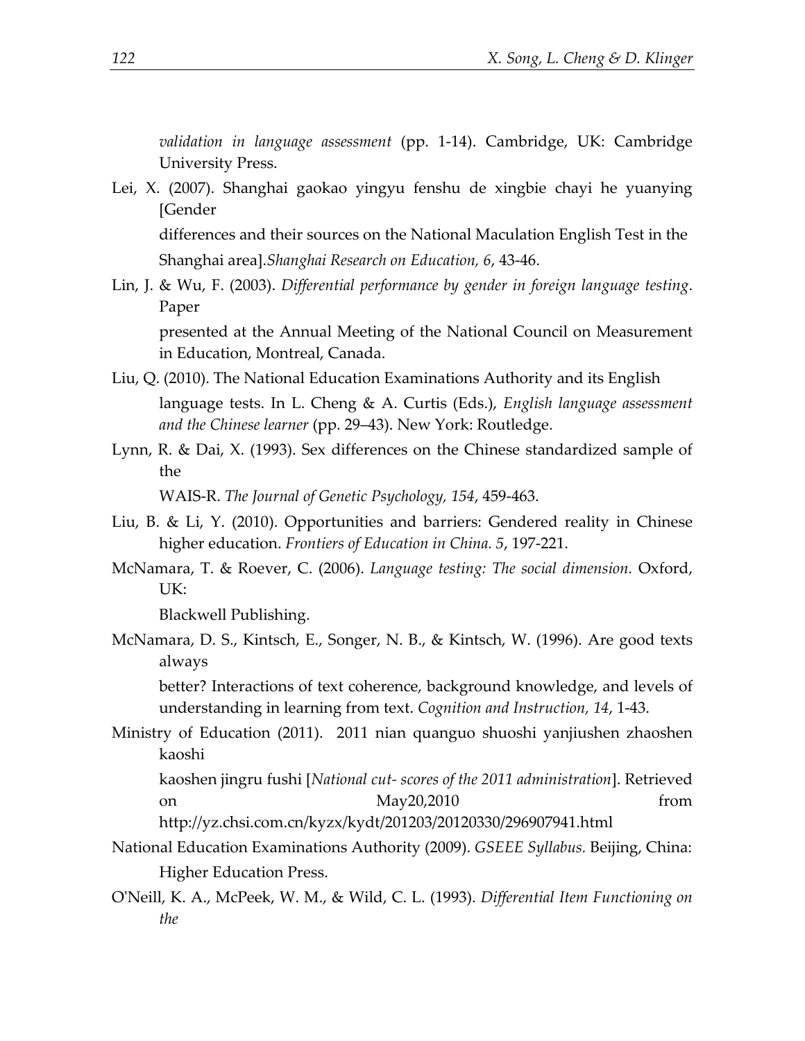*validation in language assessment* (pp. 1-14). Cambridge, UK: Cambridge University Press.

Lei, X. (2007). Shanghai gaokao yingyu fenshu de xingbie chayi he yuanying [Gender differences and their sources on the National Maculation English Test in the Shanghai area].*Shanghai Research on Education, 6*, 43-46.

Lin, J. & Wu, F. (2003). *Differential performance by gender in foreign language testing*. Paper presented at the Annual Meeting of the National Council on Measurement in Education, Montreal, Canada.

Liu, Q. (2010). The National Education Examinations Authority and its English language tests. In L. Cheng & A. Curtis (Eds.), *English language assessment and the Chinese learner* (pp. 29–43). New York: Routledge.

Lynn, R. & Dai, X. (1993). Sex differences on the Chinese standardized sample of the WAIS-R. *The Journal of Genetic Psychology, 154*, 459-463.

Liu, B. & Li, Y. (2010). Opportunities and barriers: Gendered reality in Chinese higher education. *Frontiers of Education in China. 5*, 197-221.

McNamara, T. & Roever, C. (2006). *Language testing: The social dimension.* Oxford, UK: Blackwell Publishing.

McNamara, D. S., Kintsch, E., Songer, N. B., & Kintsch, W. (1996). Are good texts always better? Interactions of text coherence, background knowledge, and levels of understanding in learning from text. *Cognition and Instruction, 14*, 1-43.

Ministry of Education (2011). 2011 nian quanguo shuoshi yanjiushen zhaoshen kaoshi kaoshen jingru fushi [*National cut- scores of the 2011 administration*]. Retrieved on May20,2010 from http://yz.chsi.com.cn/kyzx/kydt/201203/20120330/296907941.html

National Education Examinations Authority (2009). *GSEEE Syllabus.* Beijing, China: Higher Education Press.

O'Neill, K. A., McPeek, W. M., & Wild, C. L. (1993). *Differential Item Functioning on the*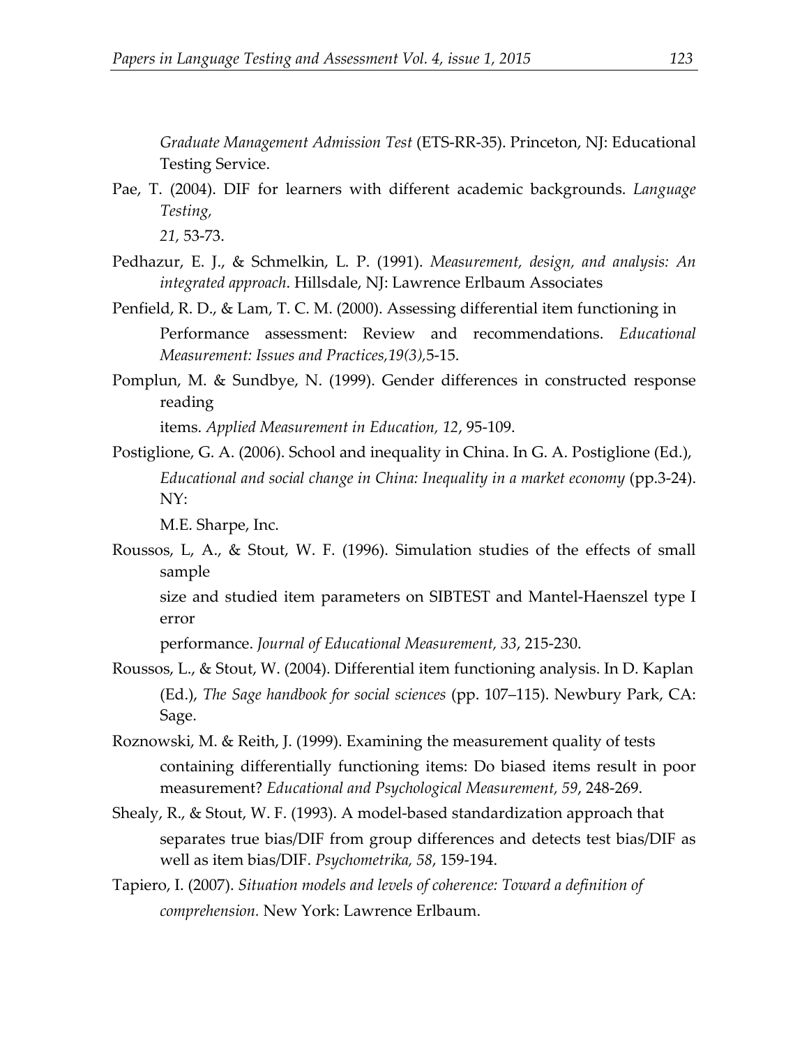*Graduate Management Admission Test* (ETS-RR-35). Princeton, NJ: Educational Testing Service.

Pae, T. (2004). DIF for learners with different academic backgrounds. *Language Testing, 21,* 53-73.

Pedhazur, E. J., & Schmelkin, L. P. (1991). *Measurement, design, and analysis: An integrated approach*. Hillsdale, NJ: Lawrence Erlbaum Associates

Penfield, R. D., & Lam, T. C. M. (2000). Assessing differential item functioning in Performance assessment: Review and recommendations. *Educational Measurement: Issues and Practices,19(3),*5-15.

Pomplun, M. & Sundbye, N. (1999). Gender differences in constructed response reading items. *Applied Measurement in Education, 12*, 95-109.

Postiglione, G. A. (2006). School and inequality in China. In G. A. Postiglione (Ed.), *Educational and social change in China: Inequality in a market economy* (pp.3-24). NY: M.E. Sharpe, Inc.

Roussos, L, A., & Stout, W. F. (1996). Simulation studies of the effects of small sample size and studied item parameters on SIBTEST and Mantel-Haenszel type I error performance. *Journal of Educational Measurement, 33*, 215-230.

Roussos, L., & Stout, W. (2004). Differential item functioning analysis. In D. Kaplan (Ed.), *The Sage handbook for social sciences* (pp. 107–115). Newbury Park, CA: Sage.

Roznowski, M. & Reith, J. (1999). Examining the measurement quality of tests containing differentially functioning items: Do biased items result in poor measurement? *Educational and Psychological Measurement, 59*, 248-269.

Shealy, R., & Stout, W. F. (1993). A model-based standardization approach that separates true bias/DIF from group differences and detects test bias/DIF as well as item bias/DIF. *Psychometrika, 58*, 159-194.

Tapiero, I. (2007). *Situation models and levels of coherence: Toward a definition of comprehension.* New York: Lawrence Erlbaum.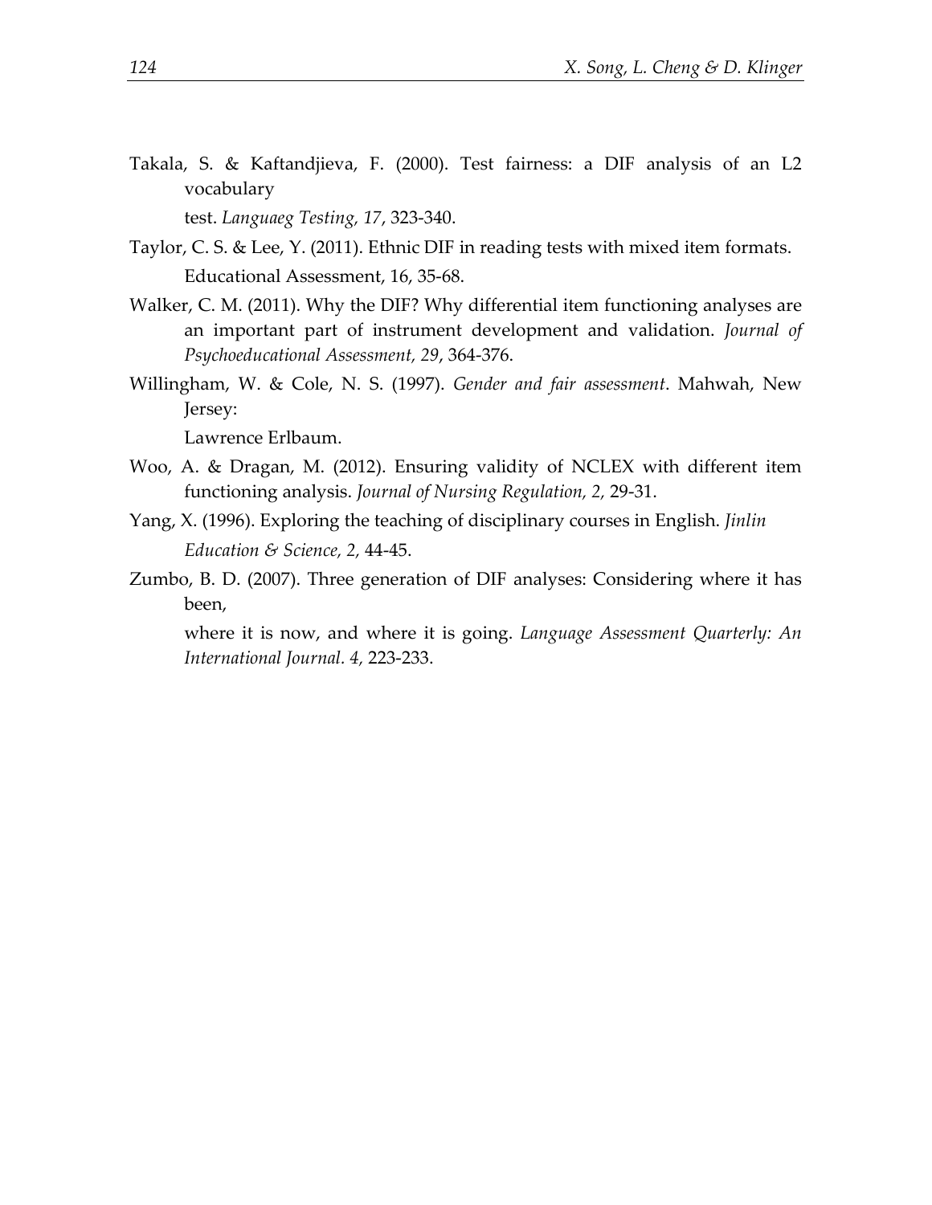Takala, S. & Kaftandjieva, F. (2000). Test fairness: a DIF analysis of an L2 vocabulary
test. *Languaeg Testing, 17*, 323-340.

Taylor, C. S. & Lee, Y. (2011). Ethnic DIF in reading tests with mixed item formats. Educational Assessment, 16, 35-68.

Walker, C. M. (2011). Why the DIF? Why differential item functioning analyses are an important part of instrument development and validation. *Journal of Psychoeducational Assessment, 29*, 364-376.

Willingham, W. & Cole, N. S. (1997). *Gender and fair assessment*. Mahwah, New Jersey:
Lawrence Erlbaum.

Woo, A. & Dragan, M. (2012). Ensuring validity of NCLEX with different item functioning analysis. *Journal of Nursing Regulation, 2,* 29-31.

Yang, X. (1996). Exploring the teaching of disciplinary courses in English. *Jinlin Education & Science, 2,* 44-45.

Zumbo, B. D. (2007). Three generation of DIF analyses: Considering where it has been,
where it is now, and where it is going. *Language Assessment Quarterly: An International Journal. 4,* 223-233.